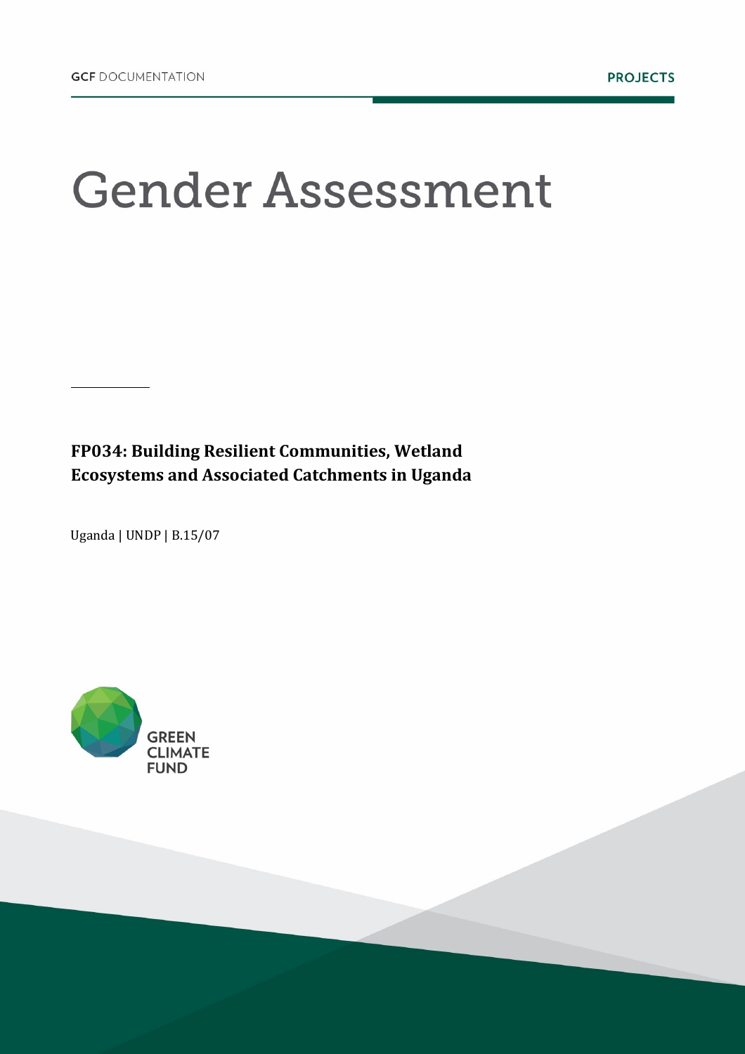GCF DOCUMENTATION

PROJECTS

# Gender Assessment

**FP034: Building Resilient Communities, Wetland Ecosystems and Associated Catchments in Uganda**

Uganda | UNDP | B.15/07

GREEN CLIMATE FUND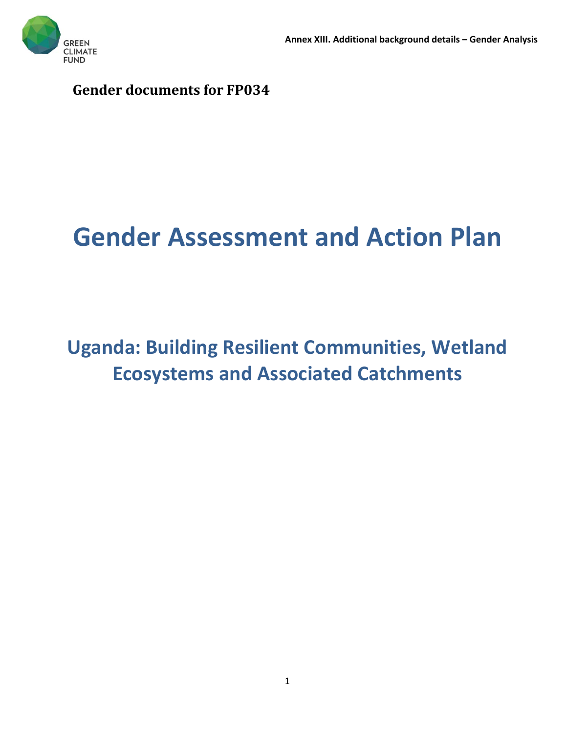**Gender documents for FP034**

# Gender Assessment and Action Plan

## Uganda: Building Resilient Communities, Wetland Ecosystems and Associated Catchments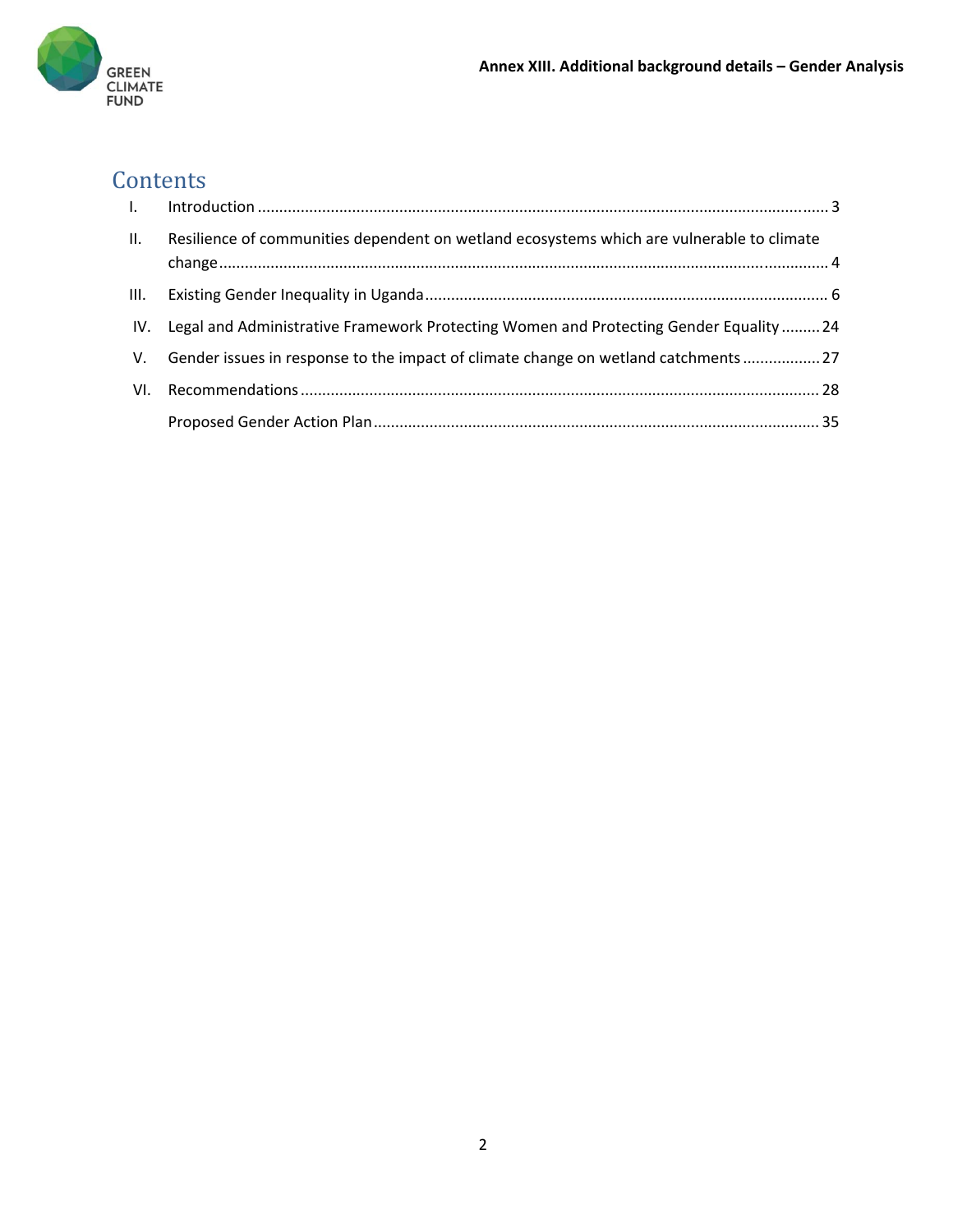# Contents

| | | |
|---|---|---|
| I. | Introduction | 3 |
| II. | Resilience of communities dependent on wetland ecosystems which are vulnerable to climate change | 4 |
| III. | Existing Gender Inequality in Uganda | 6 |
| IV. | Legal and Administrative Framework Protecting Women and Protecting Gender Equality | 24 |
| V. | Gender issues in response to the impact of climate change on wetland catchments | 27 |
| VI. | Recommendations | 28 |
| | Proposed Gender Action Plan | 35 |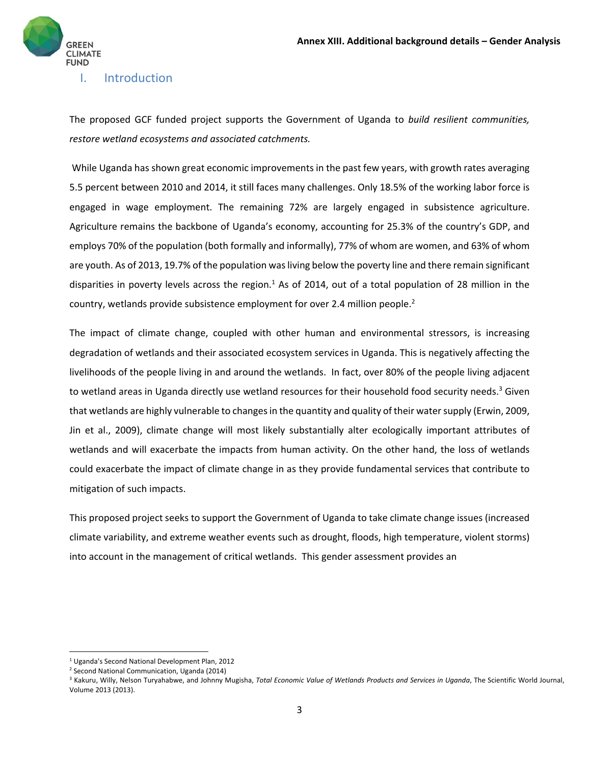## I. Introduction

The proposed GCF funded project supports the Government of Uganda to *build resilient communities, restore wetland ecosystems and associated catchments.*

While Uganda has shown great economic improvements in the past few years, with growth rates averaging 5.5 percent between 2010 and 2014, it still faces many challenges. Only 18.5% of the working labor force is engaged in wage employment. The remaining 72% are largely engaged in subsistence agriculture. Agriculture remains the backbone of Uganda's economy, accounting for 25.3% of the country's GDP, and employs 70% of the population (both formally and informally), 77% of whom are women, and 63% of whom are youth. As of 2013, 19.7% of the population was living below the poverty line and there remain significant disparities in poverty levels across the region.[1] As of 2014, out of a total population of 28 million in the country, wetlands provide subsistence employment for over 2.4 million people.[2]

The impact of climate change, coupled with other human and environmental stressors, is increasing degradation of wetlands and their associated ecosystem services in Uganda. This is negatively affecting the livelihoods of the people living in and around the wetlands. In fact, over 80% of the people living adjacent to wetland areas in Uganda directly use wetland resources for their household food security needs.[3] Given that wetlands are highly vulnerable to changes in the quantity and quality of their water supply (Erwin, 2009, Jin et al., 2009), climate change will most likely substantially alter ecologically important attributes of wetlands and will exacerbate the impacts from human activity. On the other hand, the loss of wetlands could exacerbate the impact of climate change in as they provide fundamental services that contribute to mitigation of such impacts.

This proposed project seeks to support the Government of Uganda to take climate change issues (increased climate variability, and extreme weather events such as drought, floods, high temperature, violent storms) into account in the management of critical wetlands. This gender assessment provides an

---

[1] Uganda's Second National Development Plan, 2012

[2] Second National Communication, Uganda (2014)

[3] Kakuru, Willy, Nelson Turyahabwe, and Johnny Mugisha, *Total Economic Value of Wetlands Products and Services in Uganda*, The Scientific World Journal, Volume 2013 (2013).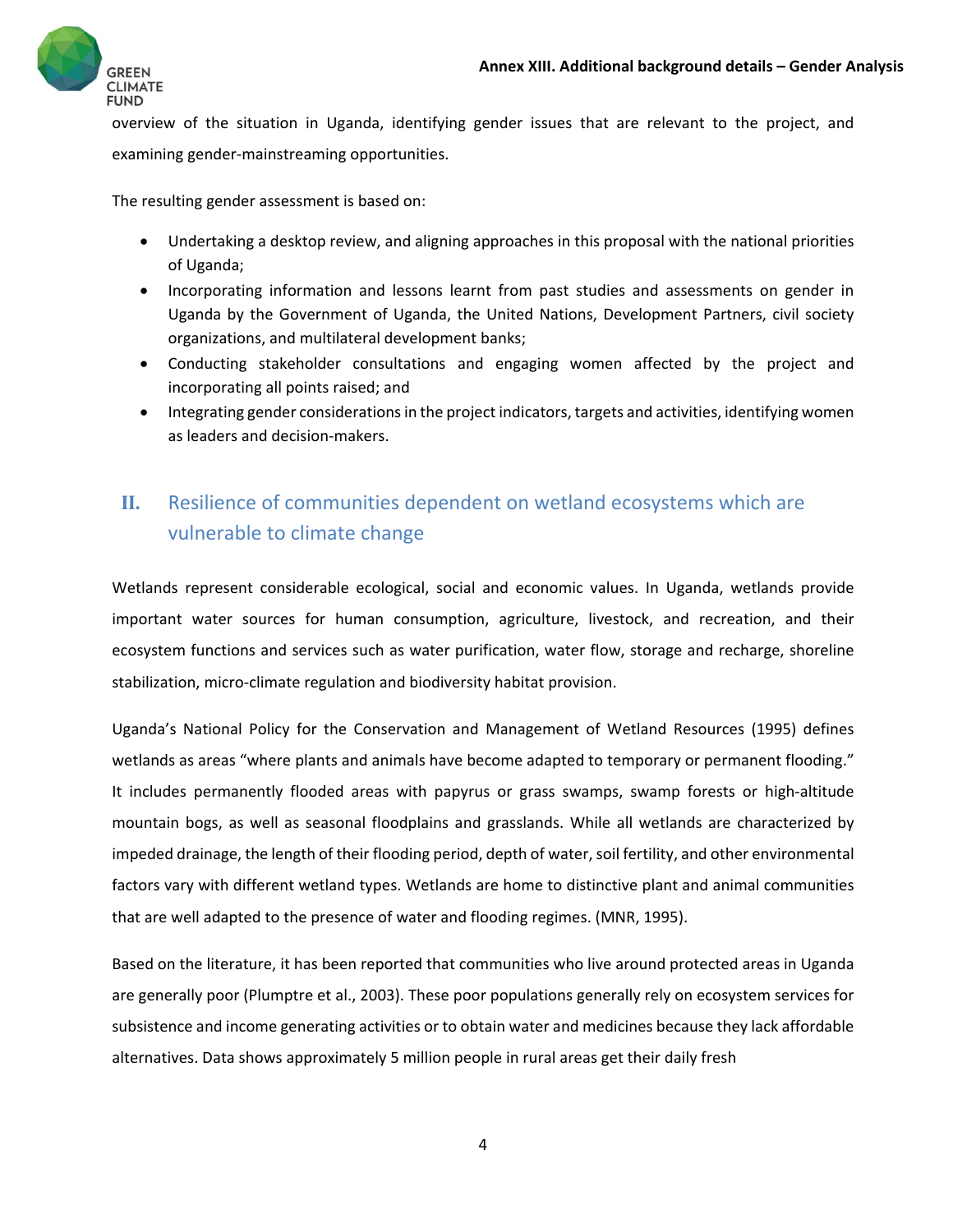overview of the situation in Uganda, identifying gender issues that are relevant to the project, and examining gender-mainstreaming opportunities.

The resulting gender assessment is based on:

- Undertaking a desktop review, and aligning approaches in this proposal with the national priorities of Uganda;
- Incorporating information and lessons learnt from past studies and assessments on gender in Uganda by the Government of Uganda, the United Nations, Development Partners, civil society organizations, and multilateral development banks;
- Conducting stakeholder consultations and engaging women affected by the project and incorporating all points raised; and
- Integrating gender considerations in the project indicators, targets and activities, identifying women as leaders and decision-makers.

## II. Resilience of communities dependent on wetland ecosystems which are vulnerable to climate change

Wetlands represent considerable ecological, social and economic values. In Uganda, wetlands provide important water sources for human consumption, agriculture, livestock, and recreation, and their ecosystem functions and services such as water purification, water flow, storage and recharge, shoreline stabilization, micro-climate regulation and biodiversity habitat provision.

Uganda's National Policy for the Conservation and Management of Wetland Resources (1995) defines wetlands as areas "where plants and animals have become adapted to temporary or permanent flooding." It includes permanently flooded areas with papyrus or grass swamps, swamp forests or high-altitude mountain bogs, as well as seasonal floodplains and grasslands. While all wetlands are characterized by impeded drainage, the length of their flooding period, depth of water, soil fertility, and other environmental factors vary with different wetland types. Wetlands are home to distinctive plant and animal communities that are well adapted to the presence of water and flooding regimes. (MNR, 1995).

Based on the literature, it has been reported that communities who live around protected areas in Uganda are generally poor (Plumptre et al., 2003). These poor populations generally rely on ecosystem services for subsistence and income generating activities or to obtain water and medicines because they lack affordable alternatives. Data shows approximately 5 million people in rural areas get their daily fresh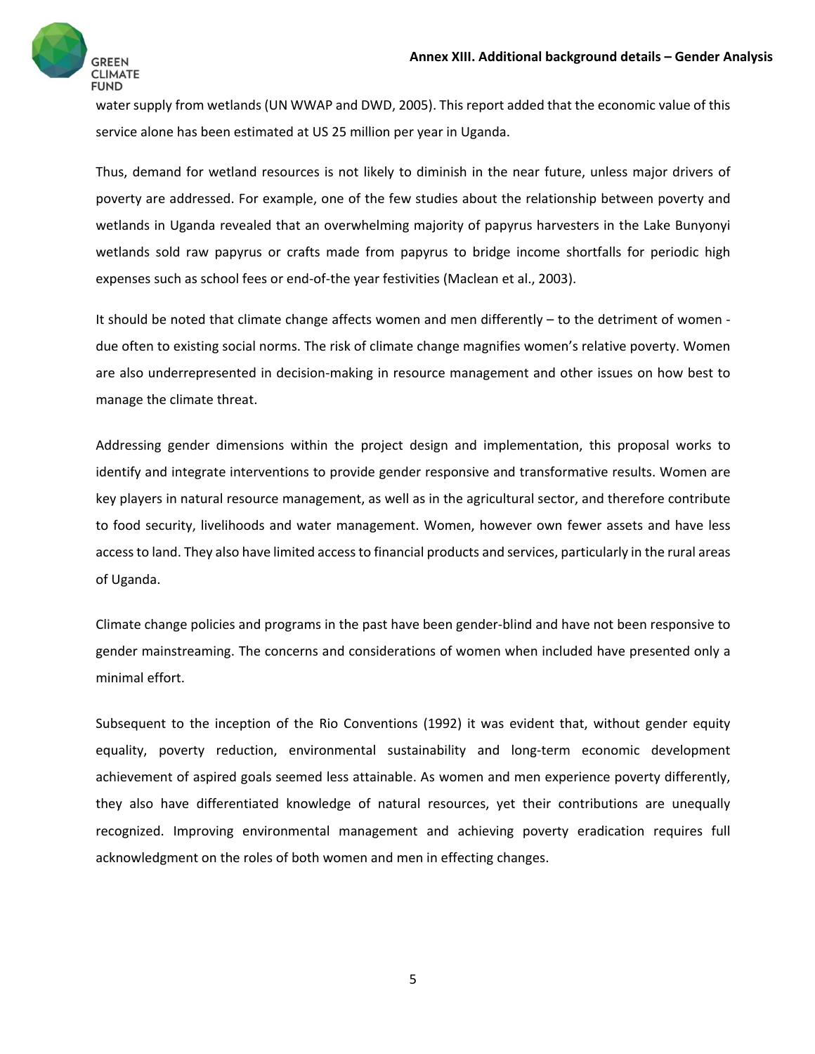water supply from wetlands (UN WWAP and DWD, 2005). This report added that the economic value of this service alone has been estimated at US 25 million per year in Uganda.

Thus, demand for wetland resources is not likely to diminish in the near future, unless major drivers of poverty are addressed. For example, one of the few studies about the relationship between poverty and wetlands in Uganda revealed that an overwhelming majority of papyrus harvesters in the Lake Bunyonyi wetlands sold raw papyrus or crafts made from papyrus to bridge income shortfalls for periodic high expenses such as school fees or end-of-the year festivities (Maclean et al., 2003).

It should be noted that climate change affects women and men differently – to the detriment of women - due often to existing social norms. The risk of climate change magnifies women's relative poverty. Women are also underrepresented in decision-making in resource management and other issues on how best to manage the climate threat.

Addressing gender dimensions within the project design and implementation, this proposal works to identify and integrate interventions to provide gender responsive and transformative results. Women are key players in natural resource management, as well as in the agricultural sector, and therefore contribute to food security, livelihoods and water management. Women, however own fewer assets and have less access to land. They also have limited access to financial products and services, particularly in the rural areas of Uganda.

Climate change policies and programs in the past have been gender-blind and have not been responsive to gender mainstreaming. The concerns and considerations of women when included have presented only a minimal effort.

Subsequent to the inception of the Rio Conventions (1992) it was evident that, without gender equity equality, poverty reduction, environmental sustainability and long-term economic development achievement of aspired goals seemed less attainable. As women and men experience poverty differently, they also have differentiated knowledge of natural resources, yet their contributions are unequally recognized. Improving environmental management and achieving poverty eradication requires full acknowledgment on the roles of both women and men in effecting changes.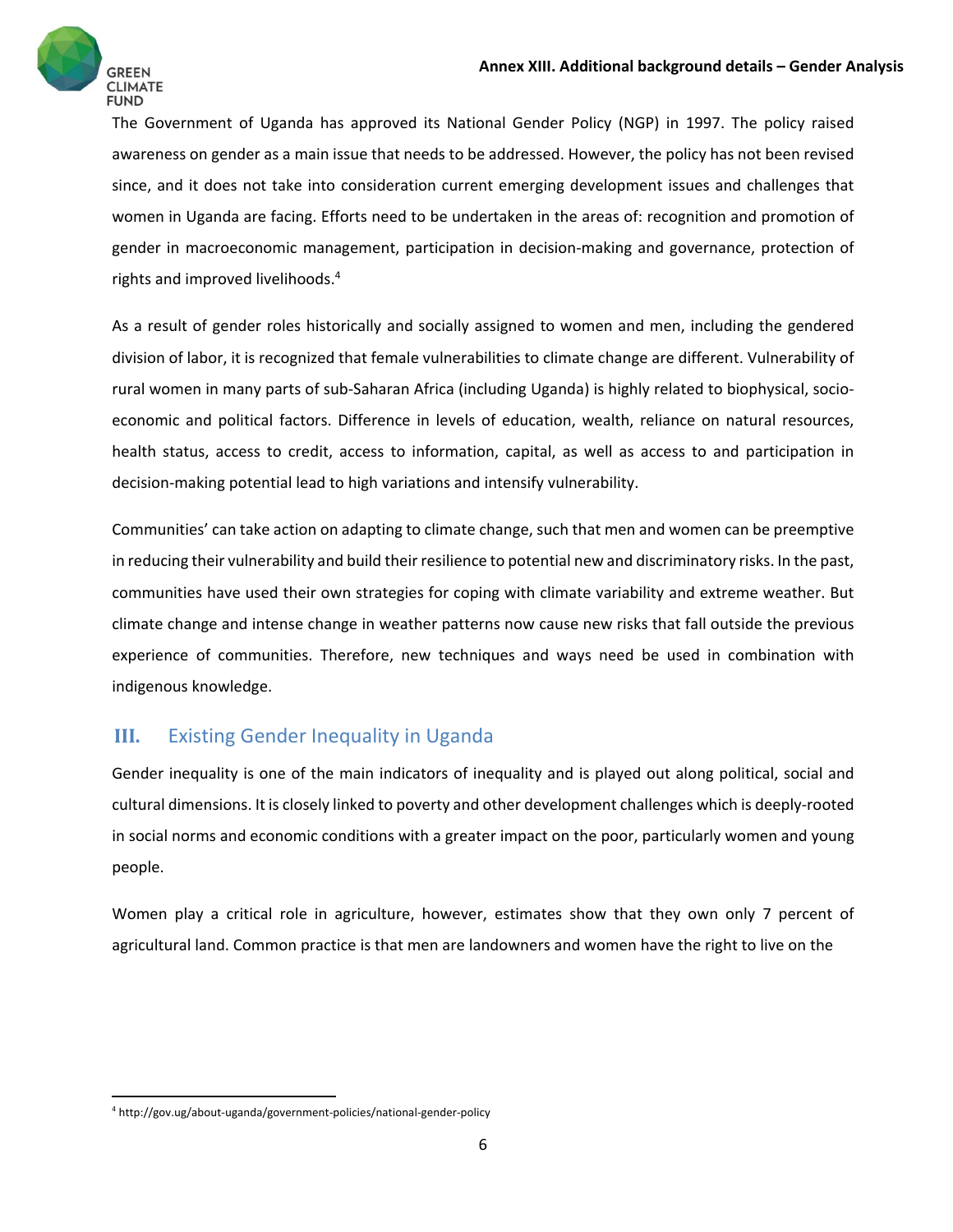The Government of Uganda has approved its National Gender Policy (NGP) in 1997. The policy raised awareness on gender as a main issue that needs to be addressed. However, the policy has not been revised since, and it does not take into consideration current emerging development issues and challenges that women in Uganda are facing. Efforts need to be undertaken in the areas of: recognition and promotion of gender in macroeconomic management, participation in decision-making and governance, protection of rights and improved livelihoods.[4]

As a result of gender roles historically and socially assigned to women and men, including the gendered division of labor, it is recognized that female vulnerabilities to climate change are different. Vulnerability of rural women in many parts of sub-Saharan Africa (including Uganda) is highly related to biophysical, socio-economic and political factors. Difference in levels of education, wealth, reliance on natural resources, health status, access to credit, access to information, capital, as well as access to and participation in decision-making potential lead to high variations and intensify vulnerability.

Communities' can take action on adapting to climate change, such that men and women can be preemptive in reducing their vulnerability and build their resilience to potential new and discriminatory risks. In the past, communities have used their own strategies for coping with climate variability and extreme weather. But climate change and intense change in weather patterns now cause new risks that fall outside the previous experience of communities. Therefore, new techniques and ways need be used in combination with indigenous knowledge.

## III. Existing Gender Inequality in Uganda

Gender inequality is one of the main indicators of inequality and is played out along political, social and cultural dimensions. It is closely linked to poverty and other development challenges which is deeply-rooted in social norms and economic conditions with a greater impact on the poor, particularly women and young people.

Women play a critical role in agriculture, however, estimates show that they own only 7 percent of agricultural land. Common practice is that men are landowners and women have the right to live on the

[4] http://gov.ug/about-uganda/government-policies/national-gender-policy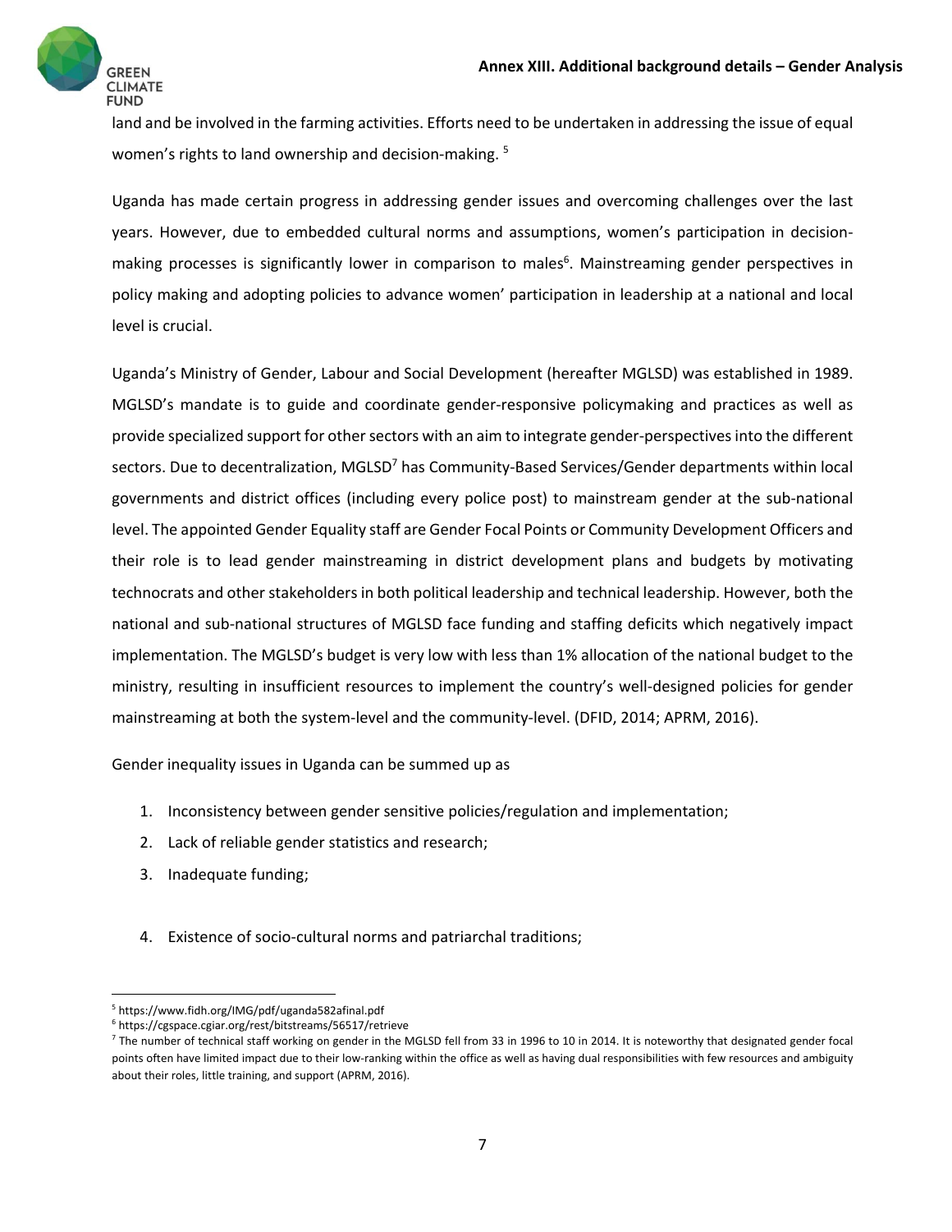land and be involved in the farming activities. Efforts need to be undertaken in addressing the issue of equal women's rights to land ownership and decision-making. [5]

Uganda has made certain progress in addressing gender issues and overcoming challenges over the last years. However, due to embedded cultural norms and assumptions, women's participation in decision-making processes is significantly lower in comparison to males[6]. Mainstreaming gender perspectives in policy making and adopting policies to advance women' participation in leadership at a national and local level is crucial.

Uganda's Ministry of Gender, Labour and Social Development (hereafter MGLSD) was established in 1989. MGLSD's mandate is to guide and coordinate gender-responsive policymaking and practices as well as provide specialized support for other sectors with an aim to integrate gender-perspectives into the different sectors. Due to decentralization, MGLSD[7] has Community-Based Services/Gender departments within local governments and district offices (including every police post) to mainstream gender at the sub-national level. The appointed Gender Equality staff are Gender Focal Points or Community Development Officers and their role is to lead gender mainstreaming in district development plans and budgets by motivating technocrats and other stakeholders in both political leadership and technical leadership. However, both the national and sub-national structures of MGLSD face funding and staffing deficits which negatively impact implementation. The MGLSD's budget is very low with less than 1% allocation of the national budget to the ministry, resulting in insufficient resources to implement the country's well-designed policies for gender mainstreaming at both the system-level and the community-level. (DFID, 2014; APRM, 2016).

Gender inequality issues in Uganda can be summed up as

1. Inconsistency between gender sensitive policies/regulation and implementation;
2. Lack of reliable gender statistics and research;
3. Inadequate funding;
4. Existence of socio-cultural norms and patriarchal traditions;

---

[5] https://www.fidh.org/IMG/pdf/uganda582afinal.pdf

[6] https://cgspace.cgiar.org/rest/bitstreams/56517/retrieve

[7] The number of technical staff working on gender in the MGLSD fell from 33 in 1996 to 10 in 2014. It is noteworthy that designated gender focal points often have limited impact due to their low-ranking within the office as well as having dual responsibilities with few resources and ambiguity about their roles, little training, and support (APRM, 2016).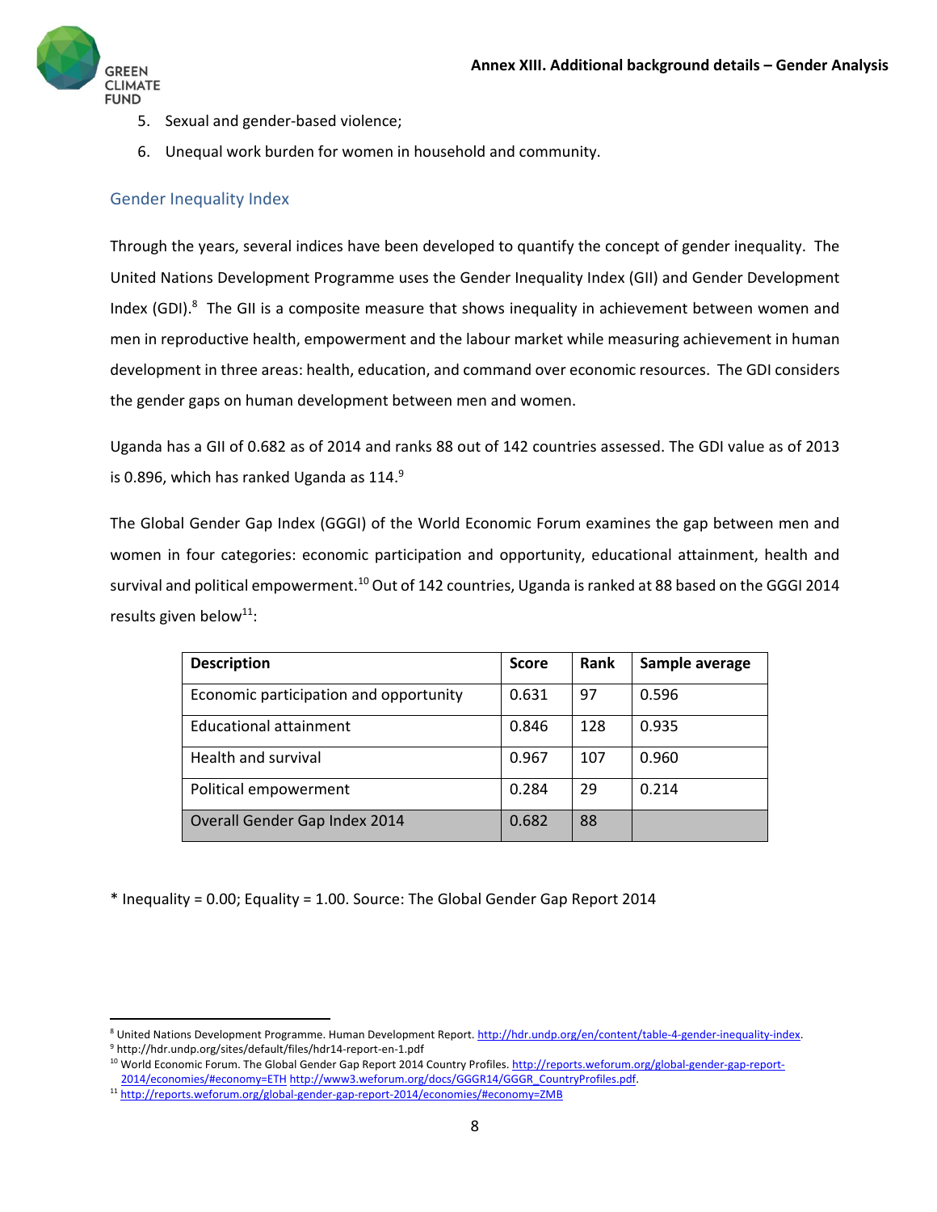5. Sexual and gender-based violence;
6. Unequal work burden for women in household and community.

## Gender Inequality Index

Through the years, several indices have been developed to quantify the concept of gender inequality. The United Nations Development Programme uses the Gender Inequality Index (GII) and Gender Development Index (GDI).[8] The GII is a composite measure that shows inequality in achievement between women and men in reproductive health, empowerment and the labour market while measuring achievement in human development in three areas: health, education, and command over economic resources. The GDI considers the gender gaps on human development between men and women.

Uganda has a GII of 0.682 as of 2014 and ranks 88 out of 142 countries assessed. The GDI value as of 2013 is 0.896, which has ranked Uganda as 114.[9]

The Global Gender Gap Index (GGGI) of the World Economic Forum examines the gap between men and women in four categories: economic participation and opportunity, educational attainment, health and survival and political empowerment.[10] Out of 142 countries, Uganda is ranked at 88 based on the GGGI 2014 results given below[11]:

| Description | Score | Rank | Sample average |
|---|---|---|---|
| Economic participation and opportunity | 0.631 | 97 | 0.596 |
| Educational attainment | 0.846 | 128 | 0.935 |
| Health and survival | 0.967 | 107 | 0.960 |
| Political empowerment | 0.284 | 29 | 0.214 |
| Overall Gender Gap Index 2014 | 0.682 | 88 | |

* Inequality = 0.00; Equality = 1.00. Source: The Global Gender Gap Report 2014

---

[8] United Nations Development Programme. Human Development Report. http://hdr.undp.org/en/content/table-4-gender-inequality-index.

[9] http://hdr.undp.org/sites/default/files/hdr14-report-en-1.pdf

[10] World Economic Forum. The Global Gender Gap Report 2014 Country Profiles. http://reports.weforum.org/global-gender-gap-report-2014/economies/#economy=ETH http://www3.weforum.org/docs/GGGR14/GGGR_CountryProfiles.pdf.

[11] http://reports.weforum.org/global-gender-gap-report-2014/economies/#economy=ZMB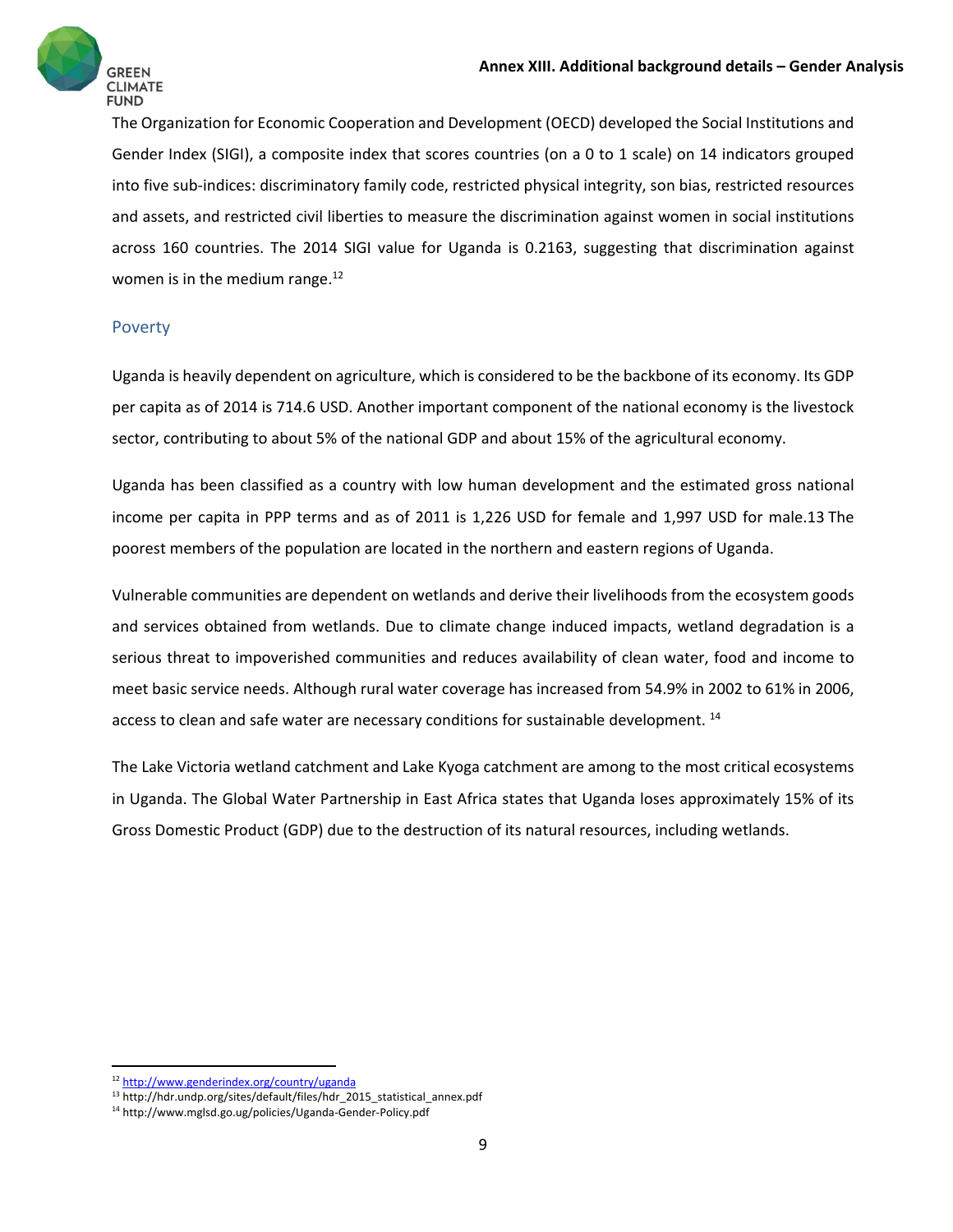The Organization for Economic Cooperation and Development (OECD) developed the Social Institutions and Gender Index (SIGI), a composite index that scores countries (on a 0 to 1 scale) on 14 indicators grouped into five sub-indices: discriminatory family code, restricted physical integrity, son bias, restricted resources and assets, and restricted civil liberties to measure the discrimination against women in social institutions across 160 countries. The 2014 SIGI value for Uganda is 0.2163, suggesting that discrimination against women is in the medium range.[12]

## Poverty

Uganda is heavily dependent on agriculture, which is considered to be the backbone of its economy. Its GDP per capita as of 2014 is 714.6 USD. Another important component of the national economy is the livestock sector, contributing to about 5% of the national GDP and about 15% of the agricultural economy.

Uganda has been classified as a country with low human development and the estimated gross national income per capita in PPP terms and as of 2011 is 1,226 USD for female and 1,997 USD for male.13 The poorest members of the population are located in the northern and eastern regions of Uganda.

Vulnerable communities are dependent on wetlands and derive their livelihoods from the ecosystem goods and services obtained from wetlands. Due to climate change induced impacts, wetland degradation is a serious threat to impoverished communities and reduces availability of clean water, food and income to meet basic service needs. Although rural water coverage has increased from 54.9% in 2002 to 61% in 2006, access to clean and safe water are necessary conditions for sustainable development. [14]

The Lake Victoria wetland catchment and Lake Kyoga catchment are among to the most critical ecosystems in Uganda. The Global Water Partnership in East Africa states that Uganda loses approximately 15% of its Gross Domestic Product (GDP) due to the destruction of its natural resources, including wetlands.

---

[12] http://www.genderindex.org/country/uganda
[13] http://hdr.undp.org/sites/default/files/hdr_2015_statistical_annex.pdf
[14] http://www.mglsd.go.ug/policies/Uganda-Gender-Policy.pdf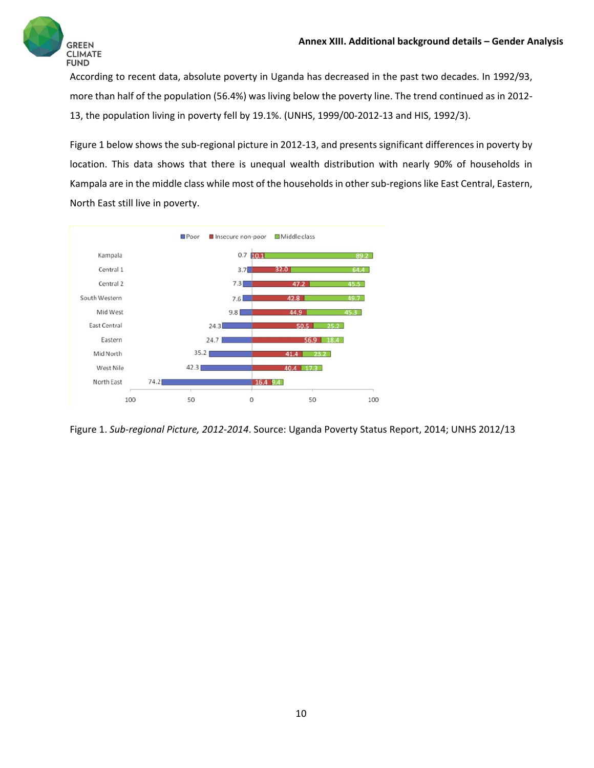According to recent data, absolute poverty in Uganda has decreased in the past two decades. In 1992/93, more than half of the population (56.4%) was living below the poverty line. The trend continued as in 2012-13, the population living in poverty fell by 19.1%. (UNHS, 1999/00-2012-13 and HIS, 1992/3).

Figure 1 below shows the sub-regional picture in 2012-13, and presents significant differences in poverty by location. This data shows that there is unequal wealth distribution with nearly 90% of households in Kampala are in the middle class while most of the households in other sub-regions like East Central, Eastern, North East still live in poverty.

| Sub-region | Poor | Insecure non-poor | Middle class |
| --- | --- | --- | --- |
| Kampala | 0.7 | 10.1 | 89.2 |
| Central 1 | 3.7 | 32.0 | 64.4 |
| Central 2 | 7.3 | 47.2 | 45.5 |
| South Western | 7.6 | 42.8 | 49.7 |
| Mid West | 9.8 | 44.9 | 45.3 |
| East Central | 24.3 | 50.5 | 25.2 |
| Eastern | 24.7 | 56.9 | 18.4 |
| Mid North | 35.2 | 41.4 | 23.2 |
| West Nile | 42.3 | 40.4 | 17.3 |
| North East | 74.2 | 16.4 | 9.4 |

Figure 1. *Sub-regional Picture, 2012-2014*. Source: Uganda Poverty Status Report, 2014; UNHS 2012/13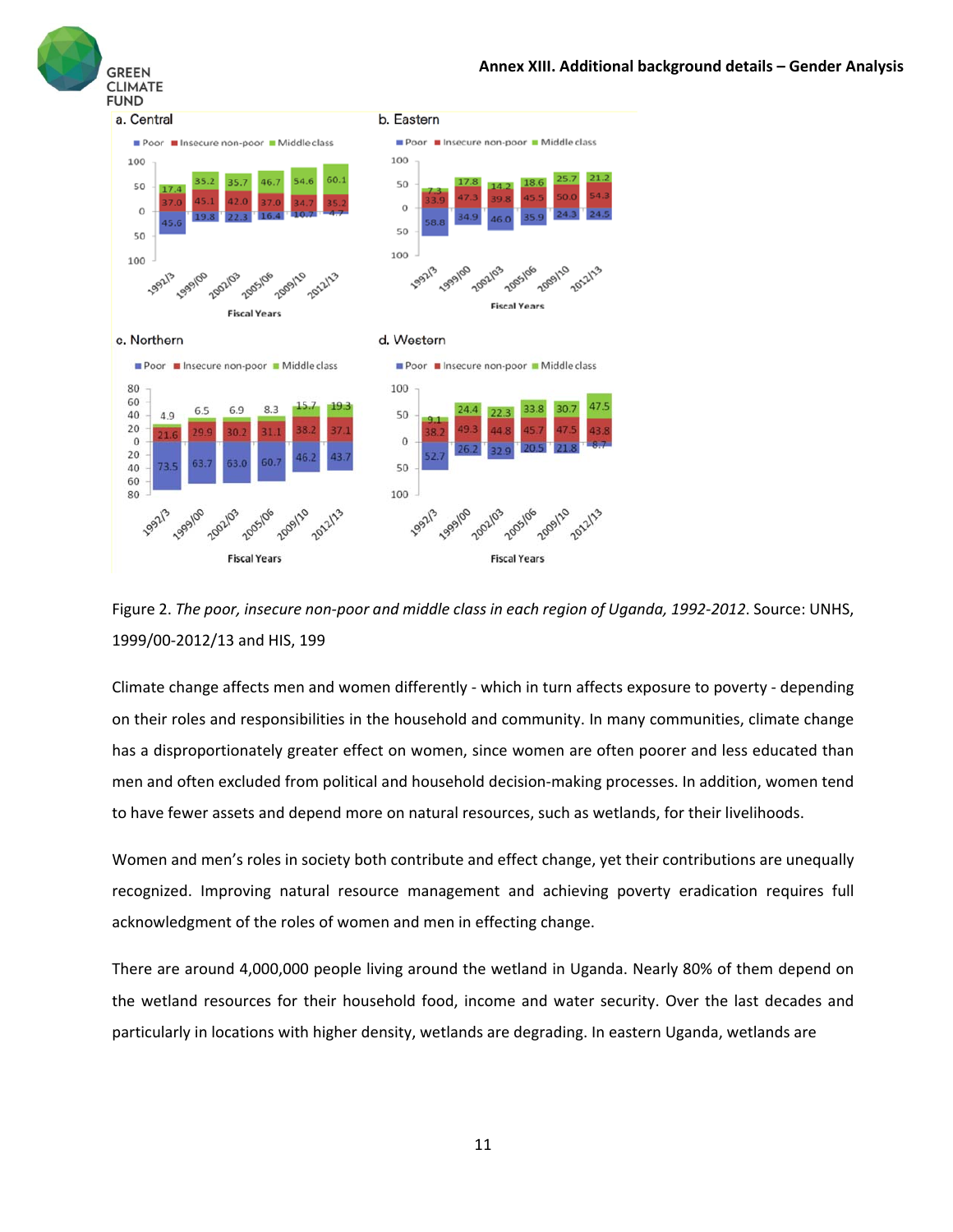Figure 2. *The poor, insecure non-poor and middle class in each region of Uganda, 1992-2012*. Source: UNHS, 1999/00-2012/13 and HIS, 199

Climate change affects men and women differently - which in turn affects exposure to poverty - depending on their roles and responsibilities in the household and community. In many communities, climate change has a disproportionately greater effect on women, since women are often poorer and less educated than men and often excluded from political and household decision-making processes. In addition, women tend to have fewer assets and depend more on natural resources, such as wetlands, for their livelihoods.

Women and men's roles in society both contribute and effect change, yet their contributions are unequally recognized. Improving natural resource management and achieving poverty eradication requires full acknowledgment of the roles of women and men in effecting change.

There are around 4,000,000 people living around the wetland in Uganda. Nearly 80% of them depend on the wetland resources for their household food, income and water security. Over the last decades and particularly in locations with higher density, wetlands are degrading. In eastern Uganda, wetlands are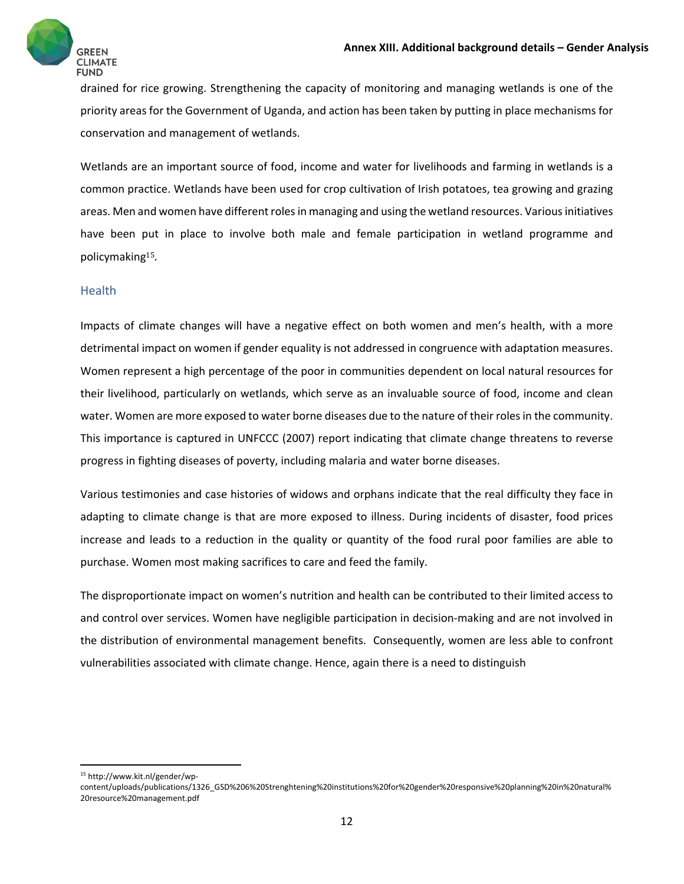drained for rice growing. Strengthening the capacity of monitoring and managing wetlands is one of the priority areas for the Government of Uganda, and action has been taken by putting in place mechanisms for conservation and management of wetlands.

Wetlands are an important source of food, income and water for livelihoods and farming in wetlands is a common practice. Wetlands have been used for crop cultivation of Irish potatoes, tea growing and grazing areas. Men and women have different roles in managing and using the wetland resources. Various initiatives have been put in place to involve both male and female participation in wetland programme and policymaking[15].

## Health

Impacts of climate changes will have a negative effect on both women and men's health, with a more detrimental impact on women if gender equality is not addressed in congruence with adaptation measures. Women represent a high percentage of the poor in communities dependent on local natural resources for their livelihood, particularly on wetlands, which serve as an invaluable source of food, income and clean water. Women are more exposed to water borne diseases due to the nature of their roles in the community. This importance is captured in UNFCCC (2007) report indicating that climate change threatens to reverse progress in fighting diseases of poverty, including malaria and water borne diseases.

Various testimonies and case histories of widows and orphans indicate that the real difficulty they face in adapting to climate change is that are more exposed to illness. During incidents of disaster, food prices increase and leads to a reduction in the quality or quantity of the food rural poor families are able to purchase. Women most making sacrifices to care and feed the family.

The disproportionate impact on women's nutrition and health can be contributed to their limited access to and control over services. Women have negligible participation in decision-making and are not involved in the distribution of environmental management benefits. Consequently, women are less able to confront vulnerabilities associated with climate change. Hence, again there is a need to distinguish

---

[15] http://www.kit.nl/gender/wp-content/uploads/publications/1326_GSD%206%20Strenghtening%20institutions%20for%20gender%20responsive%20planning%20in%20natural%20resource%20management.pdf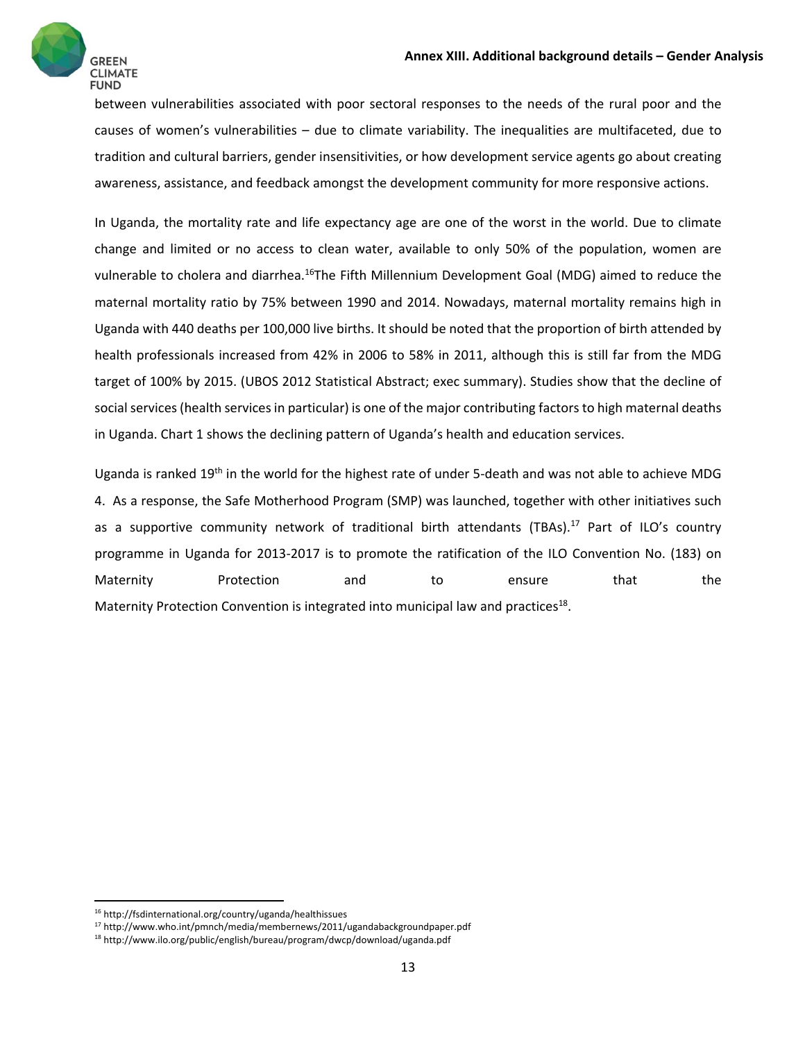between vulnerabilities associated with poor sectoral responses to the needs of the rural poor and the causes of women's vulnerabilities – due to climate variability. The inequalities are multifaceted, due to tradition and cultural barriers, gender insensitivities, or how development service agents go about creating awareness, assistance, and feedback amongst the development community for more responsive actions.

In Uganda, the mortality rate and life expectancy age are one of the worst in the world. Due to climate change and limited or no access to clean water, available to only 50% of the population, women are vulnerable to cholera and diarrhea.[16]The Fifth Millennium Development Goal (MDG) aimed to reduce the maternal mortality ratio by 75% between 1990 and 2014. Nowadays, maternal mortality remains high in Uganda with 440 deaths per 100,000 live births. It should be noted that the proportion of birth attended by health professionals increased from 42% in 2006 to 58% in 2011, although this is still far from the MDG target of 100% by 2015. (UBOS 2012 Statistical Abstract; exec summary). Studies show that the decline of social services (health services in particular) is one of the major contributing factors to high maternal deaths in Uganda. Chart 1 shows the declining pattern of Uganda's health and education services.

Uganda is ranked 19th in the world for the highest rate of under 5-death and was not able to achieve MDG 4. As a response, the Safe Motherhood Program (SMP) was launched, together with other initiatives such as a supportive community network of traditional birth attendants (TBAs).[17] Part of ILO's country programme in Uganda for 2013-2017 is to promote the ratification of the ILO Convention No. (183) on Maternity Protection and to ensure that the Maternity Protection Convention is integrated into municipal law and practices[18].

---

[16] http://fsdinternational.org/country/uganda/healthissues

[17] http://www.who.int/pmnch/media/membernews/2011/ugandabackgroundpaper.pdf

[18] http://www.ilo.org/public/english/bureau/program/dwcp/download/uganda.pdf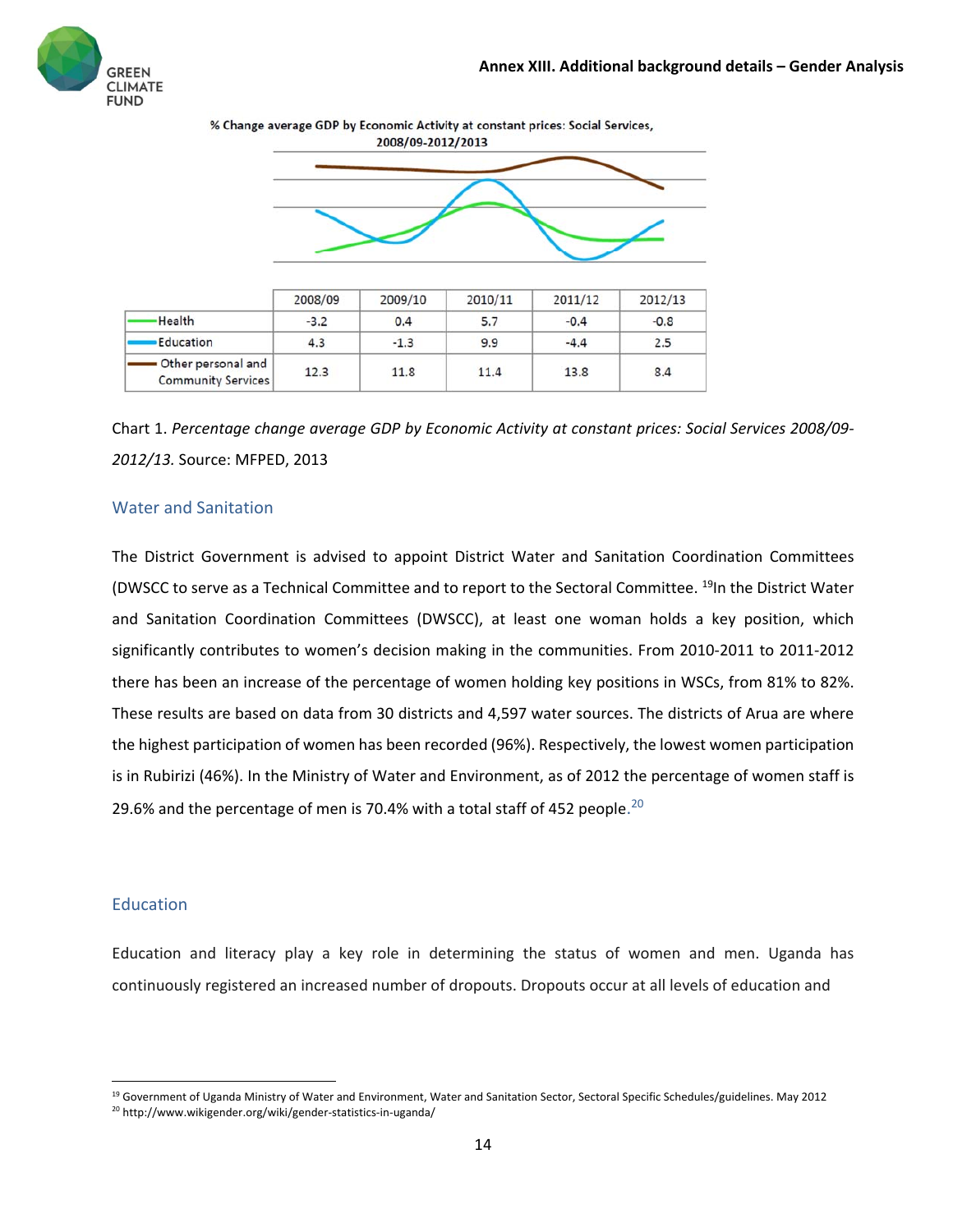% Change average GDP by Economic Activity at constant prices: Social Services, 2008/09-2012/2013

| | 2008/09 | 2009/10 | 2010/11 | 2011/12 | 2012/13 |
|---|---|---|---|---|---|
| Health | -3.2 | 0.4 | 5.7 | -0.4 | -0.8 |
| Education | 4.3 | -1.3 | 9.9 | -4.4 | 2.5 |
| Other personal and Community Services | 12.3 | 11.8 | 11.4 | 13.8 | 8.4 |

Chart 1. *Percentage change average GDP by Economic Activity at constant prices: Social Services 2008/09-2012/13.* Source: MFPED, 2013

## Water and Sanitation

The District Government is advised to appoint District Water and Sanitation Coordination Committees (DWSCC to serve as a Technical Committee and to report to the Sectoral Committee. [19]In the District Water and Sanitation Coordination Committees (DWSCC), at least one woman holds a key position, which significantly contributes to women's decision making in the communities. From 2010-2011 to 2011-2012 there has been an increase of the percentage of women holding key positions in WSCs, from 81% to 82%. These results are based on data from 30 districts and 4,597 water sources. The districts of Arua are where the highest participation of women has been recorded (96%). Respectively, the lowest women participation is in Rubirizi (46%). In the Ministry of Water and Environment, as of 2012 the percentage of women staff is 29.6% and the percentage of men is 70.4% with a total staff of 452 people.[20]

## Education

Education and literacy play a key role in determining the status of women and men. Uganda has continuously registered an increased number of dropouts. Dropouts occur at all levels of education and

[19] Government of Uganda Ministry of Water and Environment, Water and Sanitation Sector, Sectoral Specific Schedules/guidelines. May 2012

[20] http://www.wikigender.org/wiki/gender-statistics-in-uganda/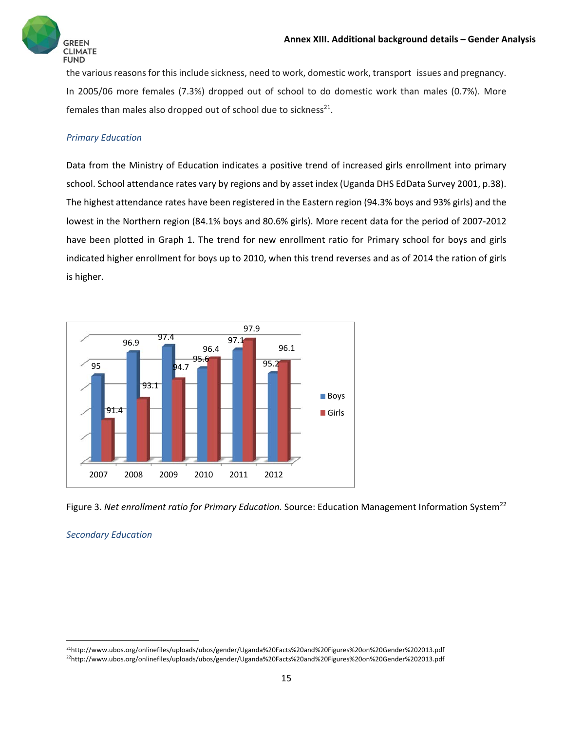the various reasons for this include sickness, need to work, domestic work, transport issues and pregnancy. In 2005/06 more females (7.3%) dropped out of school to do domestic work than males (0.7%). More females than males also dropped out of school due to sickness[21].

*Primary Education*

Data from the Ministry of Education indicates a positive trend of increased girls enrollment into primary school. School attendance rates vary by regions and by asset index (Uganda DHS EdData Survey 2001, p.38). The highest attendance rates have been registered in the Eastern region (94.3% boys and 93% girls) and the lowest in the Northern region (84.1% boys and 80.6% girls). More recent data for the period of 2007-2012 have been plotted in Graph 1. The trend for new enrollment ratio for Primary school for boys and girls indicated higher enrollment for boys up to 2010, when this trend reverses and as of 2014 the ration of girls is higher.

| Year | Boys | Girls |
|---|---|---|
| 2007 | 95 | 91.4 |
| 2008 | 96.9 | 93.1 |
| 2009 | 97.4 | 94.7 |
| 2010 | 95.6 | 96.4 |
| 2011 | 97.1 | 97.9 |
| 2012 | 95.2 | 96.1 |

Figure 3. *Net enrollment ratio for Primary Education.* Source: Education Management Information System[22]

*Secondary Education*

[21] http://www.ubos.org/onlinefiles/uploads/ubos/gender/Uganda%20Facts%20and%20Figures%20on%20Gender%202013.pdf

[22] http://www.ubos.org/onlinefiles/uploads/ubos/gender/Uganda%20Facts%20and%20Figures%20on%20Gender%202013.pdf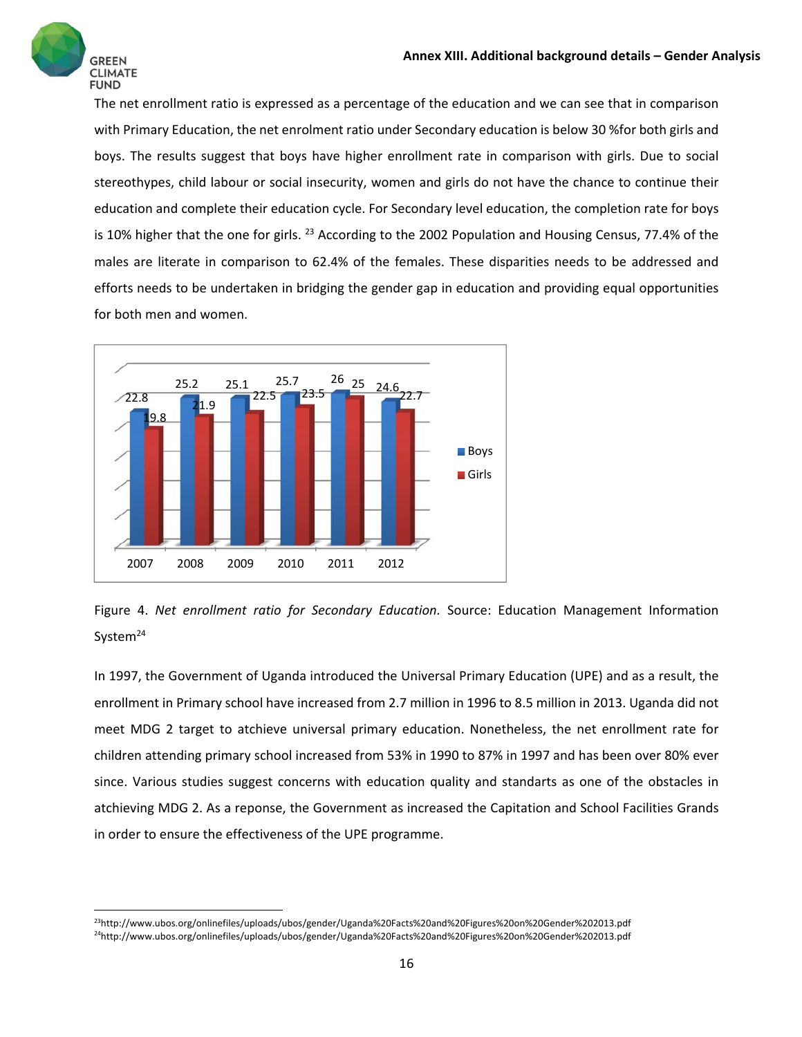The net enrollment ratio is expressed as a percentage of the education and we can see that in comparison with Primary Education, the net enrolment ratio under Secondary education is below 30 %for both girls and boys. The results suggest that boys have higher enrollment rate in comparison with girls. Due to social stereothypes, child labour or social insecurity, women and girls do not have the chance to continue their education and complete their education cycle. For Secondary level education, the completion rate for boys is 10% higher that the one for girls. [23] According to the 2002 Population and Housing Census, 77.4% of the males are literate in comparison to 62.4% of the females. These disparities needs to be addressed and efforts needs to be undertaken in bridging the gender gap in education and providing equal opportunities for both men and women.

| | 2007 | 2008 | 2009 | 2010 | 2011 | 2012 |
|---|---|---|---|---|---|---|
| Boys | 22.8 | 25.2 | 25.1 | 25.7 | 26 | 24.6 |
| Girls | 19.8 | 21.9 | 22.5 | 23.5 | 25 | 22.7 |

Figure 4. *Net enrollment ratio for Secondary Education.* Source: Education Management Information System[24]

In 1997, the Government of Uganda introduced the Universal Primary Education (UPE) and as a result, the enrollment in Primary school have increased from 2.7 million in 1996 to 8.5 million in 2013. Uganda did not meet MDG 2 target to atchieve universal primary education. Nonetheless, the net enrollment rate for children attending primary school increased from 53% in 1990 to 87% in 1997 and has been over 80% ever since. Various studies suggest concerns with education quality and standarts as one of the obstacles in atchieving MDG 2. As a reponse, the Government as increased the Capitation and School Facilities Grands in order to ensure the effectiveness of the UPE programme.

---

[23] http://www.ubos.org/onlinefiles/uploads/ubos/gender/Uganda%20Facts%20and%20Figures%20on%20Gender%202013.pdf

[24] http://www.ubos.org/onlinefiles/uploads/ubos/gender/Uganda%20Facts%20and%20Figures%20on%20Gender%202013.pdf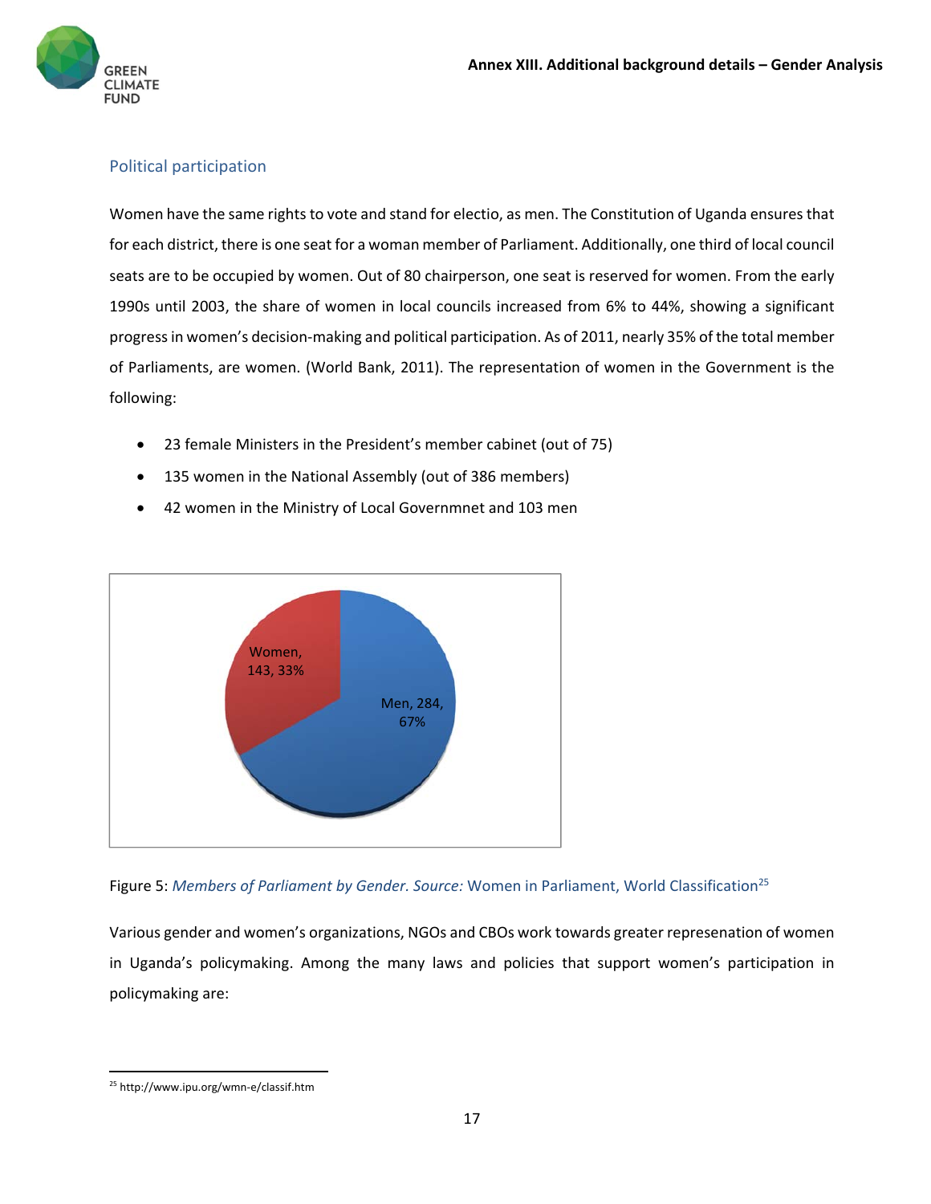## Political participation

Women have the same rights to vote and stand for electio, as men. The Constitution of Uganda ensures that for each district, there is one seat for a woman member of Parliament. Additionally, one third of local council seats are to be occupied by women. Out of 80 chairperson, one seat is reserved for women. From the early 1990s until 2003, the share of women in local councils increased from 6% to 44%, showing a significant progress in women's decision-making and political participation. As of 2011, nearly 35% of the total member of Parliaments, are women. (World Bank, 2011). The representation of women in the Government is the following:

- 23 female Ministers in the President's member cabinet (out of 75)
- 135 women in the National Assembly (out of 386 members)
- 42 women in the Ministry of Local Governmnet and 103 men

Women, 143, 33%

Men, 284, 67%

Figure 5: *Members of Parliament by Gender. Source:* Women in Parliament, World Classification[25]

Various gender and women's organizations, NGOs and CBOs work towards greater represenation of women in Uganda's policymaking. Among the many laws and policies that support women's participation in policymaking are:

[25] http://www.ipu.org/wmn-e/classif.htm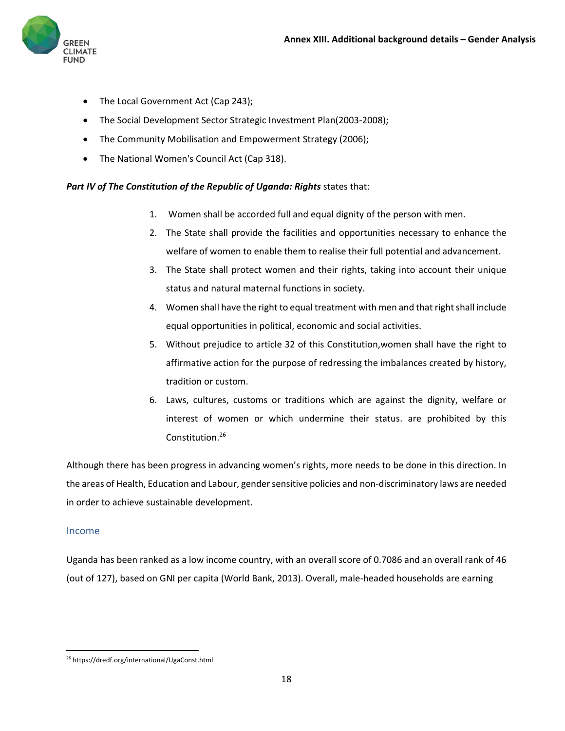- The Local Government Act (Cap 243);
- The Social Development Sector Strategic Investment Plan(2003-2008);
- The Community Mobilisation and Empowerment Strategy (2006);
- The National Women's Council Act (Cap 318).

***Part IV of The Constitution of the Republic of Uganda: Rights*** states that:

1. Women shall be accorded full and equal dignity of the person with men.
2. The State shall provide the facilities and opportunities necessary to enhance the welfare of women to enable them to realise their full potential and advancement.
3. The State shall protect women and their rights, taking into account their unique status and natural maternal functions in society.
4. Women shall have the right to equal treatment with men and that right shall include equal opportunities in political, economic and social activities.
5. Without prejudice to article 32 of this Constitution,women shall have the right to affirmative action for the purpose of redressing the imbalances created by history, tradition or custom.
6. Laws, cultures, customs or traditions which are against the dignity, welfare or interest of women or which undermine their status. are prohibited by this Constitution.[26]

Although there has been progress in advancing women's rights, more needs to be done in this direction. In the areas of Health, Education and Labour, gender sensitive policies and non-discriminatory laws are needed in order to achieve sustainable development.

## Income

Uganda has been ranked as a low income country, with an overall score of 0.7086 and an overall rank of 46 (out of 127), based on GNI per capita (World Bank, 2013). Overall, male-headed households are earning

[26] https://dredf.org/international/UgaConst.html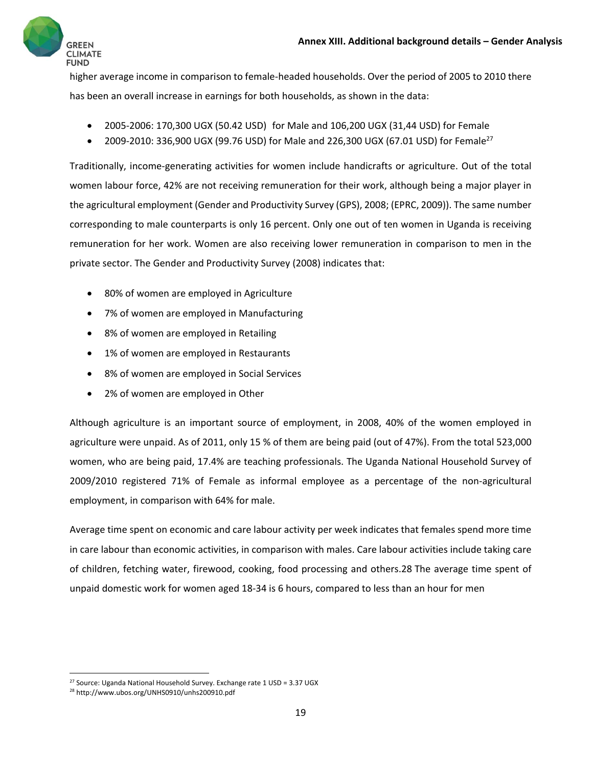higher average income in comparison to female-headed households. Over the period of 2005 to 2010 there has been an overall increase in earnings for both households, as shown in the data:

- 2005-2006: 170,300 UGX (50.42 USD) for Male and 106,200 UGX (31,44 USD) for Female
- 2009-2010: 336,900 UGX (99.76 USD) for Male and 226,300 UGX (67.01 USD) for Female[27]

Traditionally, income-generating activities for women include handicrafts or agriculture. Out of the total women labour force, 42% are not receiving remuneration for their work, although being a major player in the agricultural employment (Gender and Productivity Survey (GPS), 2008; (EPRC, 2009)). The same number corresponding to male counterparts is only 16 percent. Only one out of ten women in Uganda is receiving remuneration for her work. Women are also receiving lower remuneration in comparison to men in the private sector. The Gender and Productivity Survey (2008) indicates that:

- 80% of women are employed in Agriculture
- 7% of women are employed in Manufacturing
- 8% of women are employed in Retailing
- 1% of women are employed in Restaurants
- 8% of women are employed in Social Services
- 2% of women are employed in Other

Although agriculture is an important source of employment, in 2008, 40% of the women employed in agriculture were unpaid. As of 2011, only 15 % of them are being paid (out of 47%). From the total 523,000 women, who are being paid, 17.4% are teaching professionals. The Uganda National Household Survey of 2009/2010 registered 71% of Female as informal employee as a percentage of the non-agricultural employment, in comparison with 64% for male.

Average time spent on economic and care labour activity per week indicates that females spend more time in care labour than economic activities, in comparison with males. Care labour activities include taking care of children, fetching water, firewood, cooking, food processing and others.28 The average time spent of unpaid domestic work for women aged 18-34 is 6 hours, compared to less than an hour for men

[27] Source: Uganda National Household Survey. Exchange rate 1 USD = 3.37 UGX

[28] http://www.ubos.org/UNHS0910/unhs200910.pdf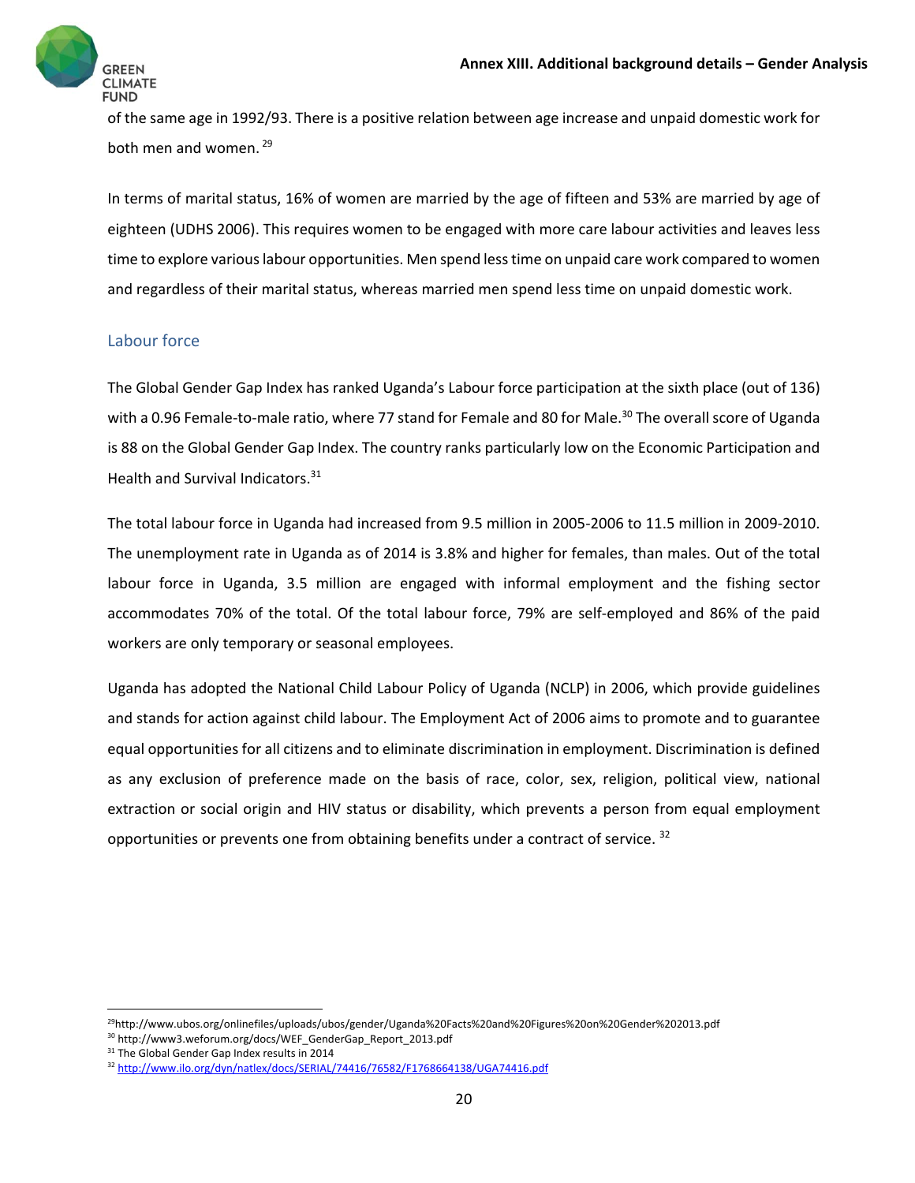of the same age in 1992/93. There is a positive relation between age increase and unpaid domestic work for both men and women. [29]

In terms of marital status, 16% of women are married by the age of fifteen and 53% are married by age of eighteen (UDHS 2006). This requires women to be engaged with more care labour activities and leaves less time to explore various labour opportunities. Men spend less time on unpaid care work compared to women and regardless of their marital status, whereas married men spend less time on unpaid domestic work.

## Labour force

The Global Gender Gap Index has ranked Uganda's Labour force participation at the sixth place (out of 136) with a 0.96 Female-to-male ratio, where 77 stand for Female and 80 for Male.[30] The overall score of Uganda is 88 on the Global Gender Gap Index. The country ranks particularly low on the Economic Participation and Health and Survival Indicators.[31]

The total labour force in Uganda had increased from 9.5 million in 2005-2006 to 11.5 million in 2009-2010. The unemployment rate in Uganda as of 2014 is 3.8% and higher for females, than males. Out of the total labour force in Uganda, 3.5 million are engaged with informal employment and the fishing sector accommodates 70% of the total. Of the total labour force, 79% are self-employed and 86% of the paid workers are only temporary or seasonal employees.

Uganda has adopted the National Child Labour Policy of Uganda (NCLP) in 2006, which provide guidelines and stands for action against child labour. The Employment Act of 2006 aims to promote and to guarantee equal opportunities for all citizens and to eliminate discrimination in employment. Discrimination is defined as any exclusion of preference made on the basis of race, color, sex, religion, political view, national extraction or social origin and HIV status or disability, which prevents a person from equal employment opportunities or prevents one from obtaining benefits under a contract of service. [32]

---

[29] http://www.ubos.org/onlinefiles/uploads/ubos/gender/Uganda%20Facts%20and%20Figures%20on%20Gender%202013.pdf

[30] http://www3.weforum.org/docs/WEF_GenderGap_Report_2013.pdf

[31] The Global Gender Gap Index results in 2014

[32] http://www.ilo.org/dyn/natlex/docs/SERIAL/74416/76582/F1768664138/UGA74416.pdf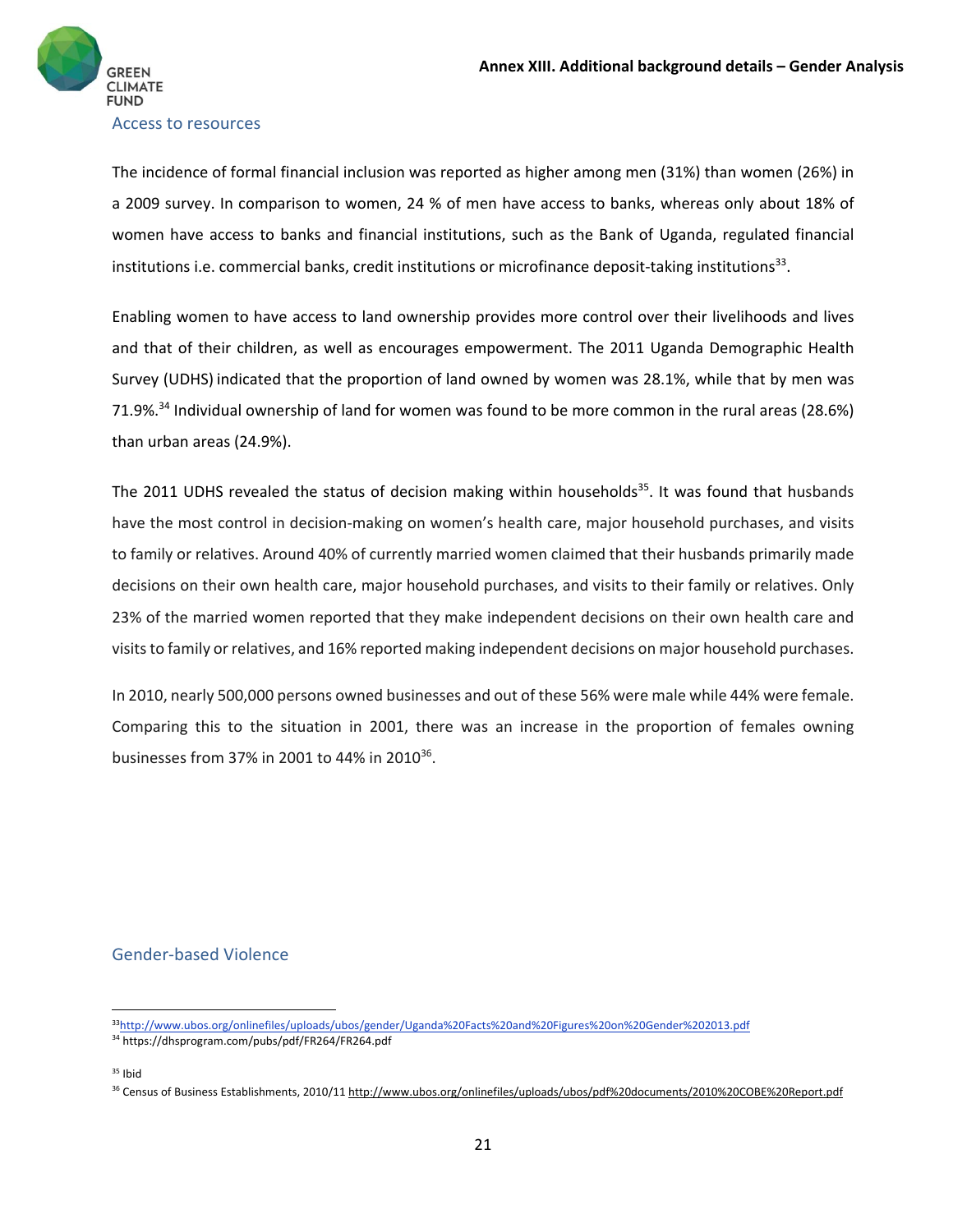## Access to resources

The incidence of formal financial inclusion was reported as higher among men (31%) than women (26%) in a 2009 survey. In comparison to women, 24 % of men have access to banks, whereas only about 18% of women have access to banks and financial institutions, such as the Bank of Uganda, regulated financial institutions i.e. commercial banks, credit institutions or microfinance deposit-taking institutions[33].

Enabling women to have access to land ownership provides more control over their livelihoods and lives and that of their children, as well as encourages empowerment. The 2011 Uganda Demographic Health Survey (UDHS) indicated that the proportion of land owned by women was 28.1%, while that by men was 71.9%.[34] Individual ownership of land for women was found to be more common in the rural areas (28.6%) than urban areas (24.9%).

The 2011 UDHS revealed the status of decision making within households[35]. It was found that husbands have the most control in decision-making on women's health care, major household purchases, and visits to family or relatives. Around 40% of currently married women claimed that their husbands primarily made decisions on their own health care, major household purchases, and visits to their family or relatives. Only 23% of the married women reported that they make independent decisions on their own health care and visits to family or relatives, and 16% reported making independent decisions on major household purchases.

In 2010, nearly 500,000 persons owned businesses and out of these 56% were male while 44% were female. Comparing this to the situation in 2001, there was an increase in the proportion of females owning businesses from 37% in 2001 to 44% in 2010[36].

## Gender-based Violence

---

[33] http://www.ubos.org/onlinefiles/uploads/ubos/gender/Uganda%20Facts%20and%20Figures%20on%20Gender%202013.pdf

[34] https://dhsprogram.com/pubs/pdf/FR264/FR264.pdf

[35] Ibid

[36] Census of Business Establishments, 2010/11 http://www.ubos.org/onlinefiles/uploads/ubos/pdf%20documents/2010%20COBE%20Report.pdf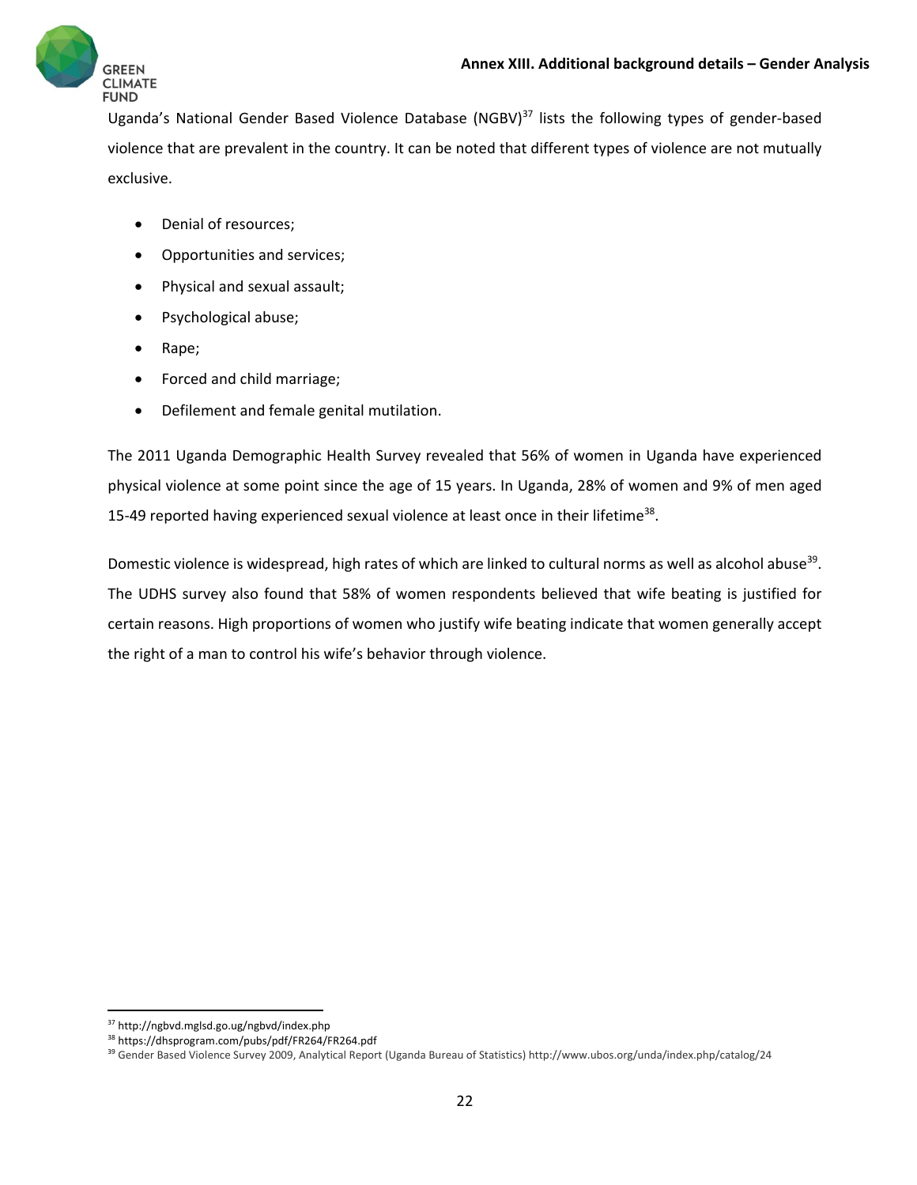Uganda's National Gender Based Violence Database (NGBV)[37] lists the following types of gender-based violence that are prevalent in the country. It can be noted that different types of violence are not mutually exclusive.

- Denial of resources;
- Opportunities and services;
- Physical and sexual assault;
- Psychological abuse;
- Rape;
- Forced and child marriage;
- Defilement and female genital mutilation.

The 2011 Uganda Demographic Health Survey revealed that 56% of women in Uganda have experienced physical violence at some point since the age of 15 years. In Uganda, 28% of women and 9% of men aged 15-49 reported having experienced sexual violence at least once in their lifetime[38].

Domestic violence is widespread, high rates of which are linked to cultural norms as well as alcohol abuse[39]. The UDHS survey also found that 58% of women respondents believed that wife beating is justified for certain reasons. High proportions of women who justify wife beating indicate that women generally accept the right of a man to control his wife's behavior through violence.

---

[37] http://ngbvd.mglsd.go.ug/ngbvd/index.php

[38] https://dhsprogram.com/pubs/pdf/FR264/FR264.pdf

[39] Gender Based Violence Survey 2009, Analytical Report (Uganda Bureau of Statistics) http://www.ubos.org/unda/index.php/catalog/24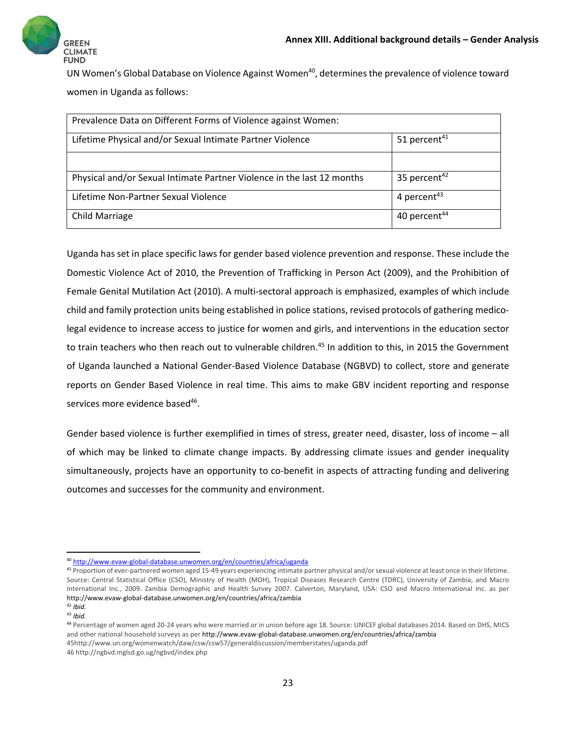UN Women's Global Database on Violence Against Women[40], determines the prevalence of violence toward women in Uganda as follows:

| Prevalence Data on Different Forms of Violence against Women: | |
|---|---|
| Lifetime Physical and/or Sexual Intimate Partner Violence | 51 percent[41] |
| | |
| Physical and/or Sexual Intimate Partner Violence in the last 12 months | 35 percent[42] |
| Lifetime Non-Partner Sexual Violence | 4 percent[43] |
| Child Marriage | 40 percent[44] |

Uganda has set in place specific laws for gender based violence prevention and response. These include the Domestic Violence Act of 2010, the Prevention of Trafficking in Person Act (2009), and the Prohibition of Female Genital Mutilation Act (2010). A multi-sectoral approach is emphasized, examples of which include child and family protection units being established in police stations, revised protocols of gathering medico-legal evidence to increase access to justice for women and girls, and interventions in the education sector to train teachers who then reach out to vulnerable children.[45] In addition to this, in 2015 the Government of Uganda launched a National Gender-Based Violence Database (NGBVD) to collect, store and generate reports on Gender Based Violence in real time. This aims to make GBV incident reporting and response services more evidence based[46].

Gender based violence is further exemplified in times of stress, greater need, disaster, loss of income – all of which may be linked to climate change impacts. By addressing climate issues and gender inequality simultaneously, projects have an opportunity to co-benefit in aspects of attracting funding and delivering outcomes and successes for the community and environment.

---

[40] http://www.evaw-global-database.unwomen.org/en/countries/africa/uganda

[41] Proportion of ever-partnered women aged 15-49 years experiencing intimate partner physical and/or sexual violence at least once in their lifetime. Source: Central Statistical Office (CSO), Ministry of Health (MOH), Tropical Diseases Research Centre (TDRC), University of Zambia, and Macro International Inc., 2009. Zambia Demographic and Health Survey 2007. Calverton, Maryland, USA: CSO and Macro International Inc. as per http://www.evaw-global-database.unwomen.org/en/countries/africa/zambia

[42] *Ibid.*

[43] *Ibid.*

[44] Percentage of women aged 20-24 years who were married or in union before age 18. Source: UNICEF global databases 2014. Based on DHS, MICS and other national household surveys as per http://www.evaw-global-database.unwomen.org/en/countries/africa/zambia

45http://www.un.org/womenwatch/daw/csw/csw57/generaldiscussion/memberstates/uganda.pdf

46 http://ngbvd.mglsd.go.ug/ngbvd/index.php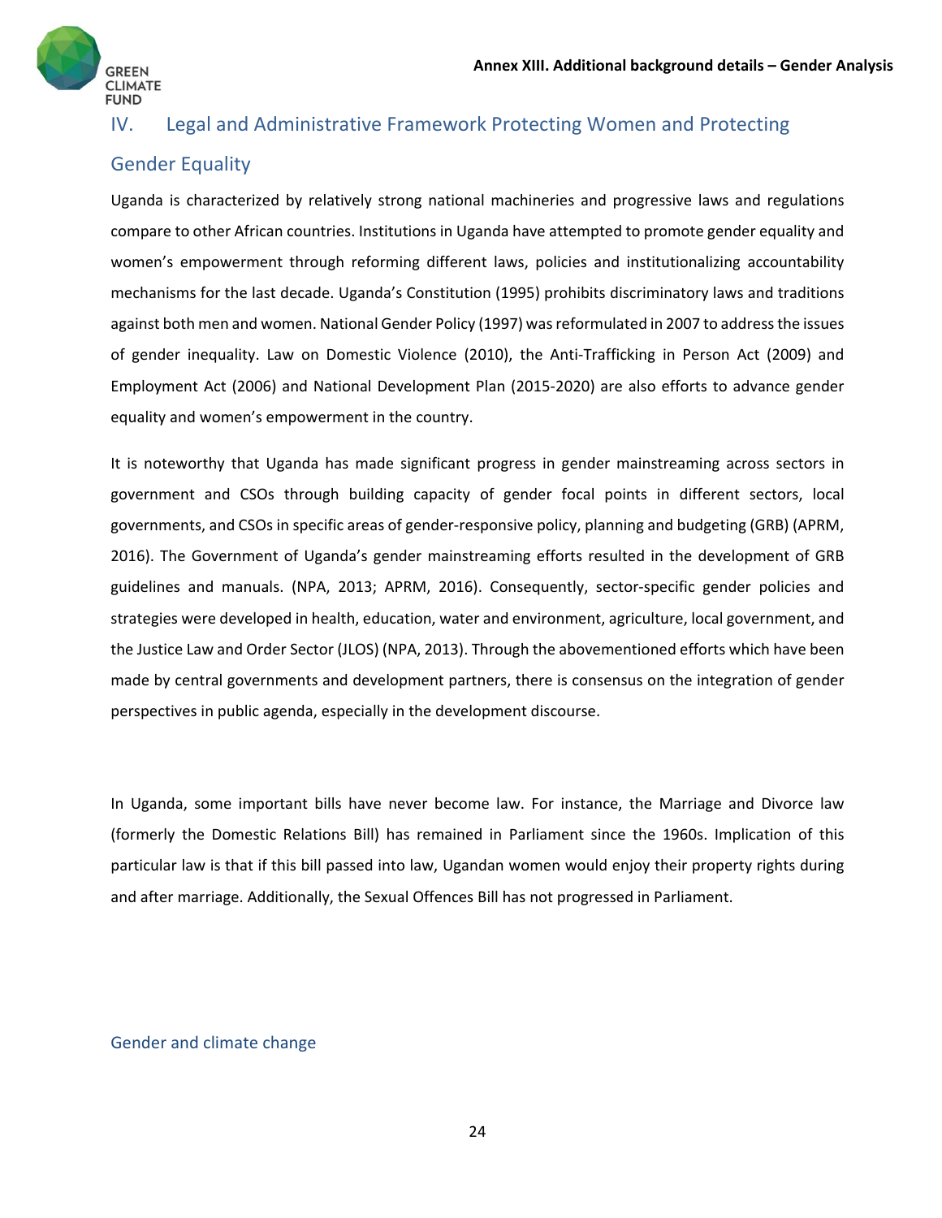## IV. Legal and Administrative Framework Protecting Women and Protecting Gender Equality

Uganda is characterized by relatively strong national machineries and progressive laws and regulations compare to other African countries. Institutions in Uganda have attempted to promote gender equality and women's empowerment through reforming different laws, policies and institutionalizing accountability mechanisms for the last decade. Uganda's Constitution (1995) prohibits discriminatory laws and traditions against both men and women. National Gender Policy (1997) was reformulated in 2007 to address the issues of gender inequality. Law on Domestic Violence (2010), the Anti-Trafficking in Person Act (2009) and Employment Act (2006) and National Development Plan (2015-2020) are also efforts to advance gender equality and women's empowerment in the country.

It is noteworthy that Uganda has made significant progress in gender mainstreaming across sectors in government and CSOs through building capacity of gender focal points in different sectors, local governments, and CSOs in specific areas of gender-responsive policy, planning and budgeting (GRB) (APRM, 2016). The Government of Uganda's gender mainstreaming efforts resulted in the development of GRB guidelines and manuals. (NPA, 2013; APRM, 2016). Consequently, sector-specific gender policies and strategies were developed in health, education, water and environment, agriculture, local government, and the Justice Law and Order Sector (JLOS) (NPA, 2013). Through the abovementioned efforts which have been made by central governments and development partners, there is consensus on the integration of gender perspectives in public agenda, especially in the development discourse.

In Uganda, some important bills have never become law. For instance, the Marriage and Divorce law (formerly the Domestic Relations Bill) has remained in Parliament since the 1960s. Implication of this particular law is that if this bill passed into law, Ugandan women would enjoy their property rights during and after marriage. Additionally, the Sexual Offences Bill has not progressed in Parliament.

### Gender and climate change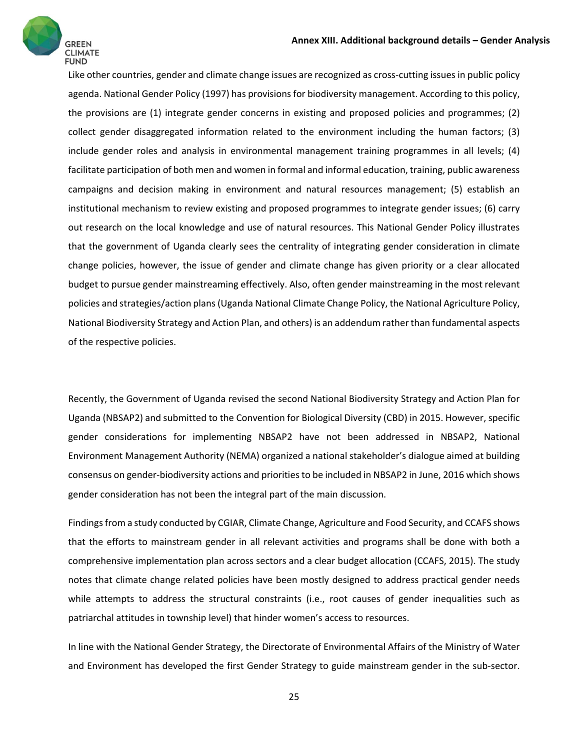Like other countries, gender and climate change issues are recognized as cross-cutting issues in public policy agenda. National Gender Policy (1997) has provisions for biodiversity management. According to this policy, the provisions are (1) integrate gender concerns in existing and proposed policies and programmes; (2) collect gender disaggregated information related to the environment including the human factors; (3) include gender roles and analysis in environmental management training programmes in all levels; (4) facilitate participation of both men and women in formal and informal education, training, public awareness campaigns and decision making in environment and natural resources management; (5) establish an institutional mechanism to review existing and proposed programmes to integrate gender issues; (6) carry out research on the local knowledge and use of natural resources. This National Gender Policy illustrates that the government of Uganda clearly sees the centrality of integrating gender consideration in climate change policies, however, the issue of gender and climate change has given priority or a clear allocated budget to pursue gender mainstreaming effectively. Also, often gender mainstreaming in the most relevant policies and strategies/action plans (Uganda National Climate Change Policy, the National Agriculture Policy, National Biodiversity Strategy and Action Plan, and others) is an addendum rather than fundamental aspects of the respective policies.

Recently, the Government of Uganda revised the second National Biodiversity Strategy and Action Plan for Uganda (NBSAP2) and submitted to the Convention for Biological Diversity (CBD) in 2015. However, specific gender considerations for implementing NBSAP2 have not been addressed in NBSAP2, National Environment Management Authority (NEMA) organized a national stakeholder's dialogue aimed at building consensus on gender-biodiversity actions and priorities to be included in NBSAP2 in June, 2016 which shows gender consideration has not been the integral part of the main discussion.

Findings from a study conducted by CGIAR, Climate Change, Agriculture and Food Security, and CCAFS shows that the efforts to mainstream gender in all relevant activities and programs shall be done with both a comprehensive implementation plan across sectors and a clear budget allocation (CCAFS, 2015). The study notes that climate change related policies have been mostly designed to address practical gender needs while attempts to address the structural constraints (i.e., root causes of gender inequalities such as patriarchal attitudes in township level) that hinder women's access to resources.

In line with the National Gender Strategy, the Directorate of Environmental Affairs of the Ministry of Water and Environment has developed the first Gender Strategy to guide mainstream gender in the sub-sector.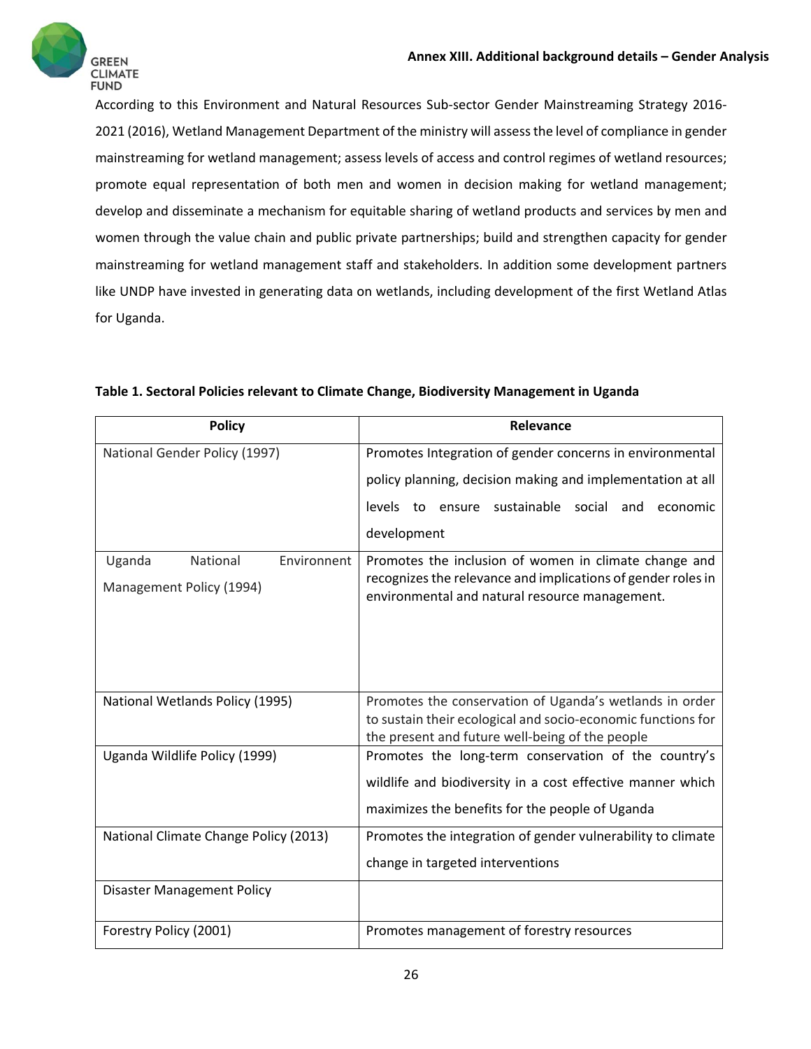According to this Environment and Natural Resources Sub-sector Gender Mainstreaming Strategy 2016-2021 (2016), Wetland Management Department of the ministry will assess the level of compliance in gender mainstreaming for wetland management; assess levels of access and control regimes of wetland resources; promote equal representation of both men and women in decision making for wetland management; develop and disseminate a mechanism for equitable sharing of wetland products and services by men and women through the value chain and public private partnerships; build and strengthen capacity for gender mainstreaming for wetland management staff and stakeholders. In addition some development partners like UNDP have invested in generating data on wetlands, including development of the first Wetland Atlas for Uganda.

**Table 1. Sectoral Policies relevant to Climate Change, Biodiversity Management in Uganda**

| Policy | Relevance |
|---|---|
| National Gender Policy (1997) | Promotes Integration of gender concerns in environmental policy planning, decision making and implementation at all levels to ensure sustainable social and economic development |
| Uganda National Environnent Management Policy (1994) | Promotes the inclusion of women in climate change and recognizes the relevance and implications of gender roles in environmental and natural resource management. |
| National Wetlands Policy (1995) | Promotes the conservation of Uganda's wetlands in order to sustain their ecological and socio-economic functions for the present and future well-being of the people |
| Uganda Wildlife Policy (1999) | Promotes the long-term conservation of the country's wildlife and biodiversity in a cost effective manner which maximizes the benefits for the people of Uganda |
| National Climate Change Policy (2013) | Promotes the integration of gender vulnerability to climate change in targeted interventions |
| Disaster Management Policy | |
| Forestry Policy (2001) | Promotes management of forestry resources |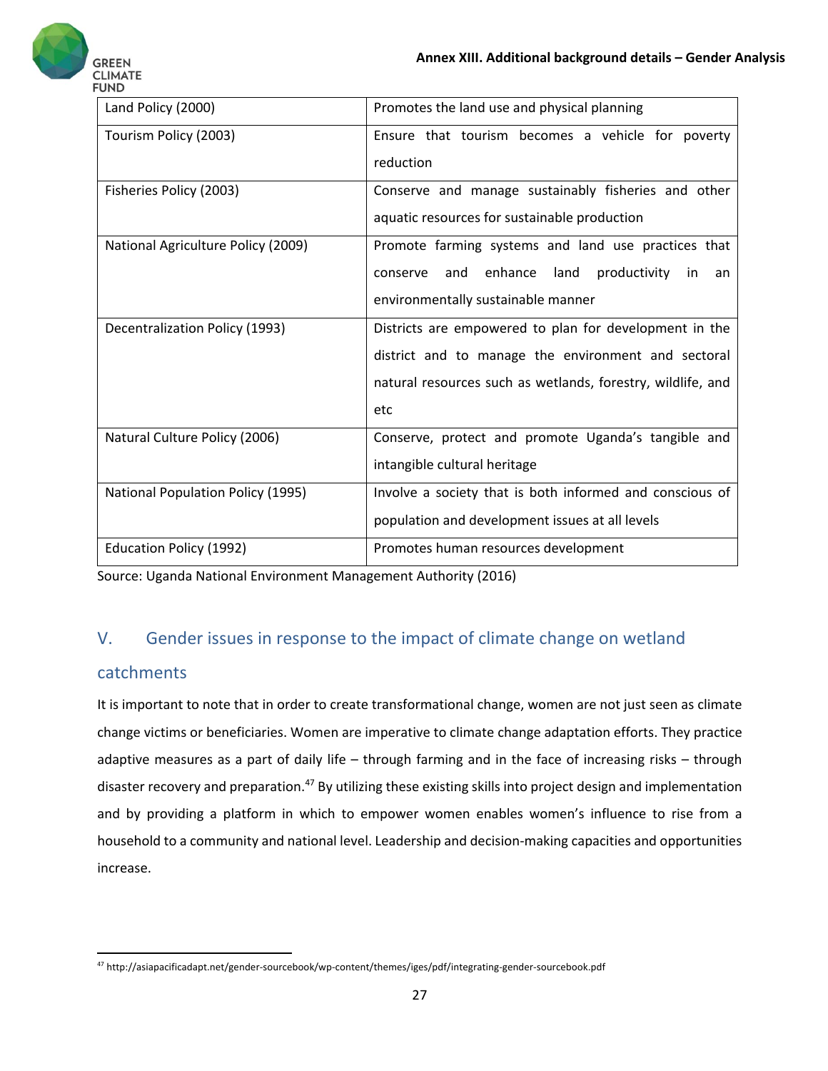| Land Policy (2000) | Promotes the land use and physical planning |
|---|---|
| Tourism Policy (2003) | Ensure that tourism becomes a vehicle for poverty reduction |
| Fisheries Policy (2003) | Conserve and manage sustainably fisheries and other aquatic resources for sustainable production |
| National Agriculture Policy (2009) | Promote farming systems and land use practices that conserve and enhance land productivity in an environmentally sustainable manner |
| Decentralization Policy (1993) | Districts are empowered to plan for development in the district and to manage the environment and sectoral natural resources such as wetlands, forestry, wildlife, and etc |
| Natural Culture Policy (2006) | Conserve, protect and promote Uganda's tangible and intangible cultural heritage |
| National Population Policy (1995) | Involve a society that is both informed and conscious of population and development issues at all levels |
| Education Policy (1992) | Promotes human resources development |

Source: Uganda National Environment Management Authority (2016)

## V. Gender issues in response to the impact of climate change on wetland catchments

It is important to note that in order to create transformational change, women are not just seen as climate change victims or beneficiaries. Women are imperative to climate change adaptation efforts. They practice adaptive measures as a part of daily life – through farming and in the face of increasing risks – through disaster recovery and preparation.[47] By utilizing these existing skills into project design and implementation and by providing a platform in which to empower women enables women's influence to rise from a household to a community and national level. Leadership and decision-making capacities and opportunities increase.

[47] http://asiapacificadapt.net/gender-sourcebook/wp-content/themes/iges/pdf/integrating-gender-sourcebook.pdf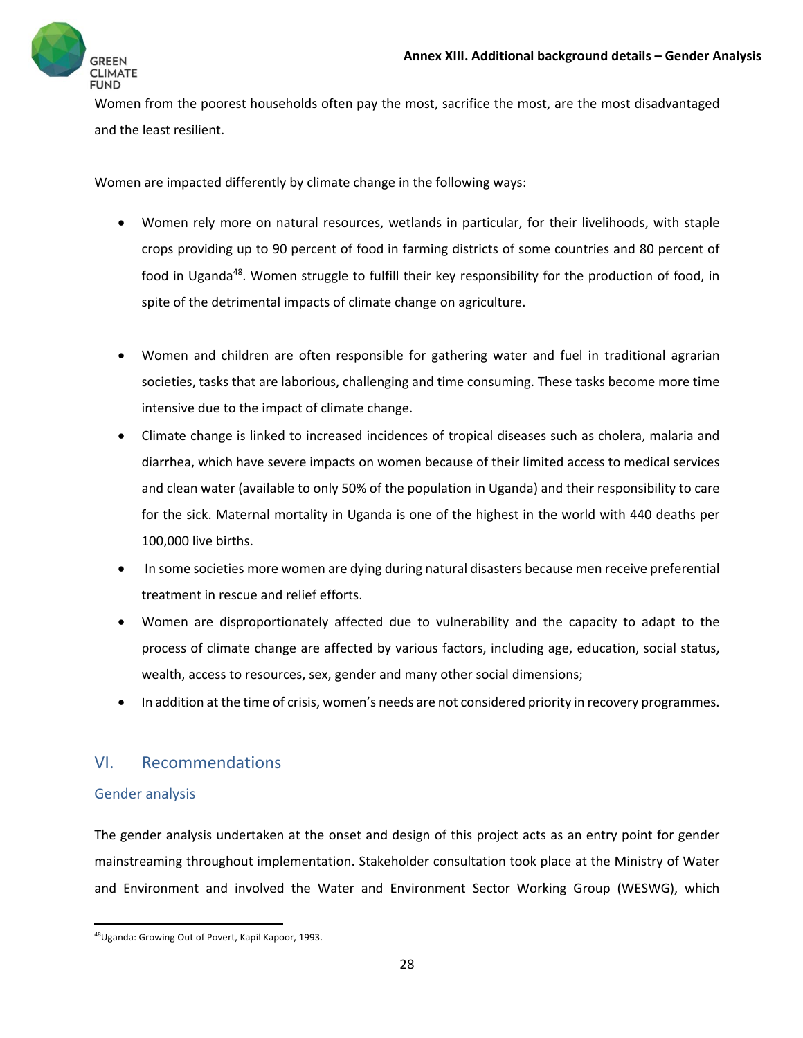Women from the poorest households often pay the most, sacrifice the most, are the most disadvantaged and the least resilient.

Women are impacted differently by climate change in the following ways:

- Women rely more on natural resources, wetlands in particular, for their livelihoods, with staple crops providing up to 90 percent of food in farming districts of some countries and 80 percent of food in Uganda[48]. Women struggle to fulfill their key responsibility for the production of food, in spite of the detrimental impacts of climate change on agriculture.

- Women and children are often responsible for gathering water and fuel in traditional agrarian societies, tasks that are laborious, challenging and time consuming. These tasks become more time intensive due to the impact of climate change.
- Climate change is linked to increased incidences of tropical diseases such as cholera, malaria and diarrhea, which have severe impacts on women because of their limited access to medical services and clean water (available to only 50% of the population in Uganda) and their responsibility to care for the sick. Maternal mortality in Uganda is one of the highest in the world with 440 deaths per 100,000 live births.
- In some societies more women are dying during natural disasters because men receive preferential treatment in rescue and relief efforts.
- Women are disproportionately affected due to vulnerability and the capacity to adapt to the process of climate change are affected by various factors, including age, education, social status, wealth, access to resources, sex, gender and many other social dimensions;
- In addition at the time of crisis, women's needs are not considered priority in recovery programmes.

## VI. Recommendations

### Gender analysis

The gender analysis undertaken at the onset and design of this project acts as an entry point for gender mainstreaming throughout implementation. Stakeholder consultation took place at the Ministry of Water and Environment and involved the Water and Environment Sector Working Group (WESWG), which

[48] Uganda: Growing Out of Povert, Kapil Kapoor, 1993.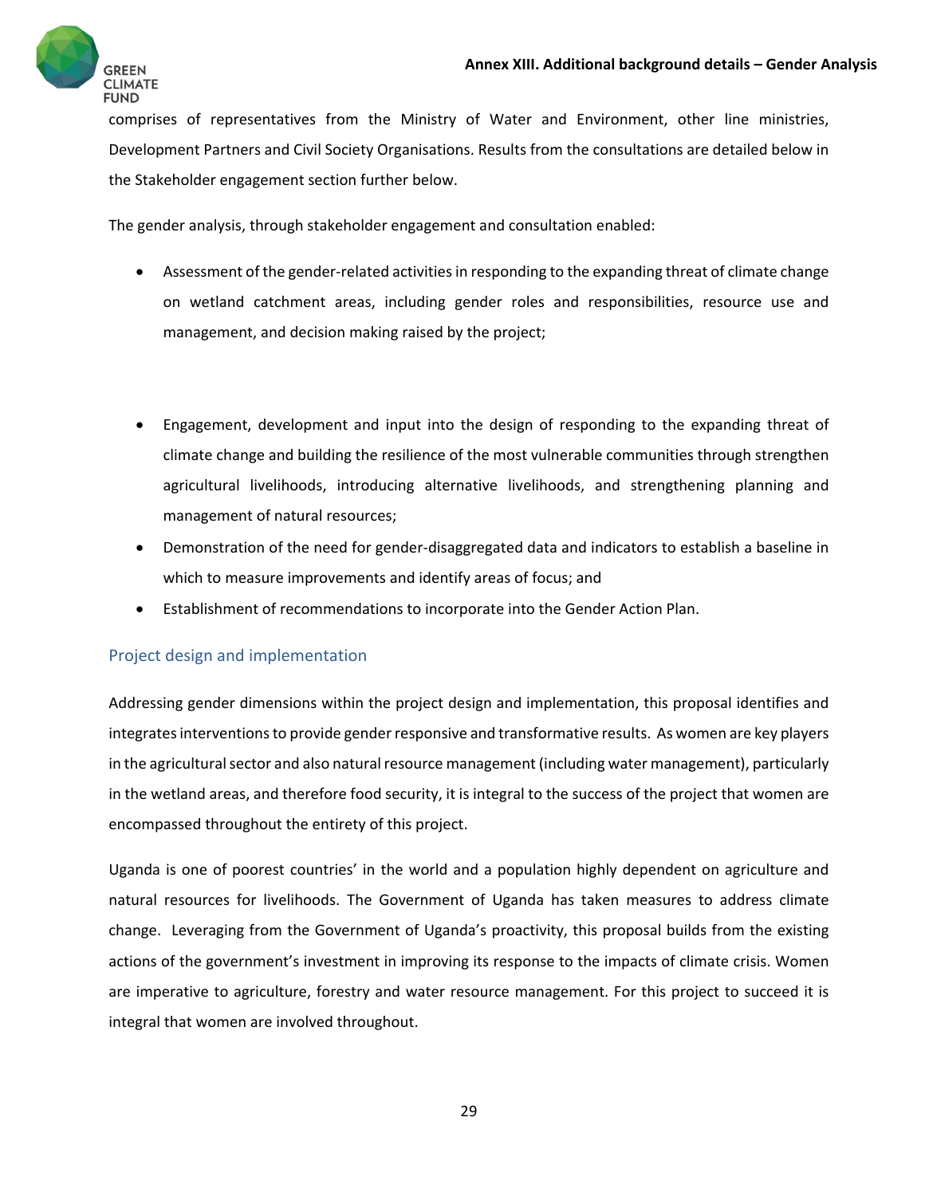comprises of representatives from the Ministry of Water and Environment, other line ministries, Development Partners and Civil Society Organisations. Results from the consultations are detailed below in the Stakeholder engagement section further below.

The gender analysis, through stakeholder engagement and consultation enabled:

- Assessment of the gender-related activities in responding to the expanding threat of climate change on wetland catchment areas, including gender roles and responsibilities, resource use and management, and decision making raised by the project;
- Engagement, development and input into the design of responding to the expanding threat of climate change and building the resilience of the most vulnerable communities through strengthen agricultural livelihoods, introducing alternative livelihoods, and strengthening planning and management of natural resources;
- Demonstration of the need for gender-disaggregated data and indicators to establish a baseline in which to measure improvements and identify areas of focus; and
- Establishment of recommendations to incorporate into the Gender Action Plan.

## Project design and implementation

Addressing gender dimensions within the project design and implementation, this proposal identifies and integrates interventions to provide gender responsive and transformative results. As women are key players in the agricultural sector and also natural resource management (including water management), particularly in the wetland areas, and therefore food security, it is integral to the success of the project that women are encompassed throughout the entirety of this project.

Uganda is one of poorest countries' in the world and a population highly dependent on agriculture and natural resources for livelihoods. The Government of Uganda has taken measures to address climate change. Leveraging from the Government of Uganda's proactivity, this proposal builds from the existing actions of the government's investment in improving its response to the impacts of climate crisis. Women are imperative to agriculture, forestry and water resource management. For this project to succeed it is integral that women are involved throughout.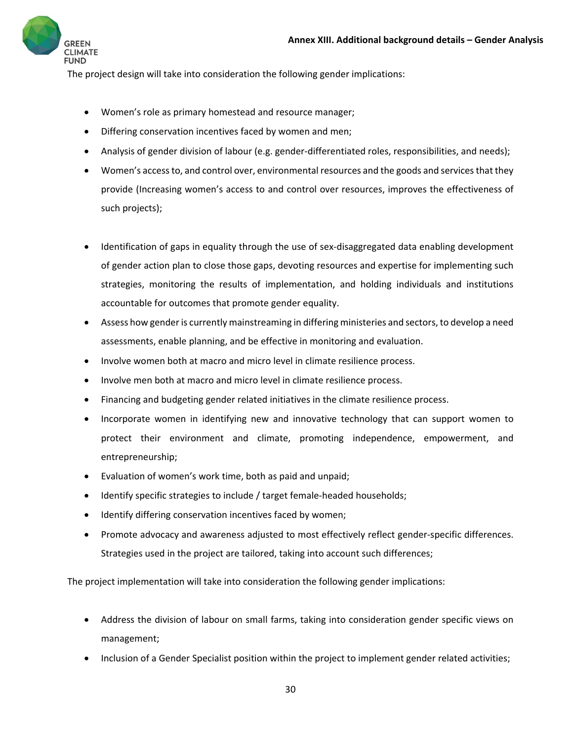The project design will take into consideration the following gender implications:

- Women's role as primary homestead and resource manager;
- Differing conservation incentives faced by women and men;
- Analysis of gender division of labour (e.g. gender-differentiated roles, responsibilities, and needs);
- Women's access to, and control over, environmental resources and the goods and services that they provide (Increasing women's access to and control over resources, improves the effectiveness of such projects);
- Identification of gaps in equality through the use of sex-disaggregated data enabling development of gender action plan to close those gaps, devoting resources and expertise for implementing such strategies, monitoring the results of implementation, and holding individuals and institutions accountable for outcomes that promote gender equality.
- Assess how gender is currently mainstreaming in differing ministeries and sectors, to develop a need assessments, enable planning, and be effective in monitoring and evaluation.
- Involve women both at macro and micro level in climate resilience process.
- Involve men both at macro and micro level in climate resilience process.
- Financing and budgeting gender related initiatives in the climate resilience process.
- Incorporate women in identifying new and innovative technology that can support women to protect their environment and climate, promoting independence, empowerment, and entrepreneurship;
- Evaluation of women's work time, both as paid and unpaid;
- Identify specific strategies to include / target female-headed households;
- Identify differing conservation incentives faced by women;
- Promote advocacy and awareness adjusted to most effectively reflect gender-specific differences. Strategies used in the project are tailored, taking into account such differences;

The project implementation will take into consideration the following gender implications:

- Address the division of labour on small farms, taking into consideration gender specific views on management;
- Inclusion of a Gender Specialist position within the project to implement gender related activities;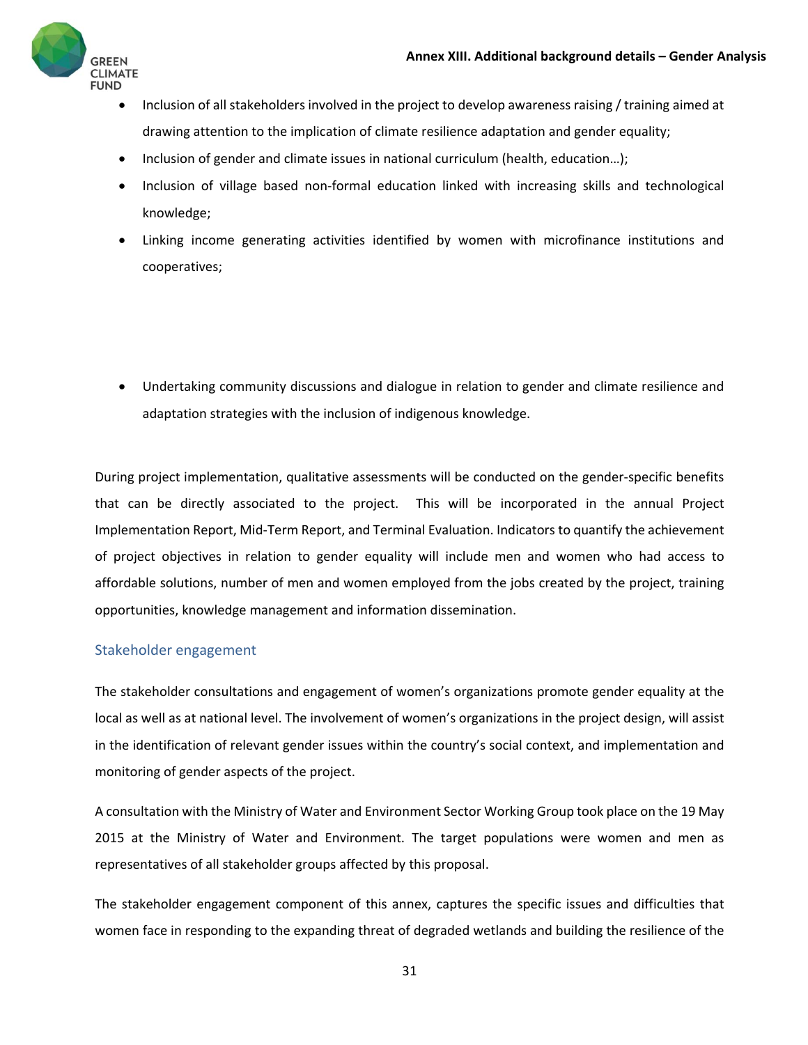- Inclusion of all stakeholders involved in the project to develop awareness raising / training aimed at drawing attention to the implication of climate resilience adaptation and gender equality;
- Inclusion of gender and climate issues in national curriculum (health, education…);
- Inclusion of village based non-formal education linked with increasing skills and technological knowledge;
- Linking income generating activities identified by women with microfinance institutions and cooperatives;
- Undertaking community discussions and dialogue in relation to gender and climate resilience and adaptation strategies with the inclusion of indigenous knowledge.

During project implementation, qualitative assessments will be conducted on the gender-specific benefits that can be directly associated to the project. This will be incorporated in the annual Project Implementation Report, Mid-Term Report, and Terminal Evaluation. Indicators to quantify the achievement of project objectives in relation to gender equality will include men and women who had access to affordable solutions, number of men and women employed from the jobs created by the project, training opportunities, knowledge management and information dissemination.

## Stakeholder engagement

The stakeholder consultations and engagement of women's organizations promote gender equality at the local as well as at national level. The involvement of women's organizations in the project design, will assist in the identification of relevant gender issues within the country's social context, and implementation and monitoring of gender aspects of the project.

A consultation with the Ministry of Water and Environment Sector Working Group took place on the 19 May 2015 at the Ministry of Water and Environment. The target populations were women and men as representatives of all stakeholder groups affected by this proposal.

The stakeholder engagement component of this annex, captures the specific issues and difficulties that women face in responding to the expanding threat of degraded wetlands and building the resilience of the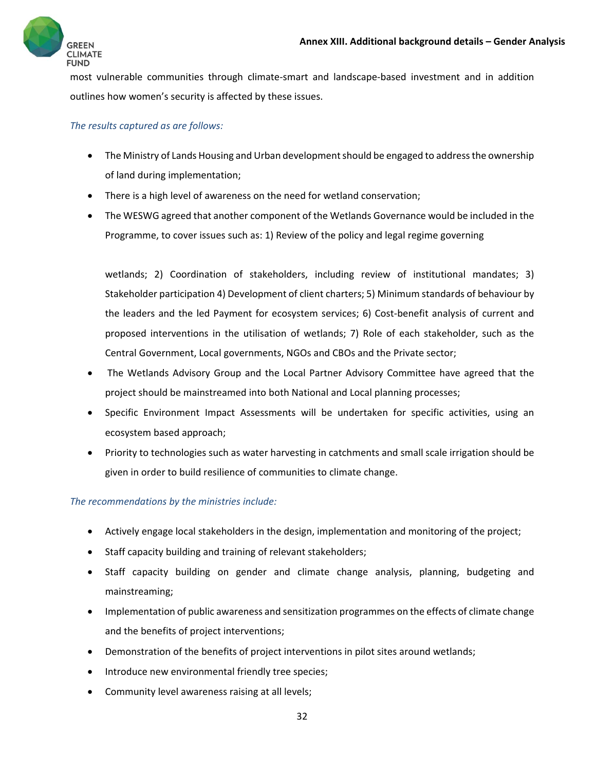most vulnerable communities through climate-smart and landscape-based investment and in addition outlines how women's security is affected by these issues.

*The results captured as are follows:*

- The Ministry of Lands Housing and Urban development should be engaged to address the ownership of land during implementation;
- There is a high level of awareness on the need for wetland conservation;
- The WESWG agreed that another component of the Wetlands Governance would be included in the Programme, to cover issues such as: 1) Review of the policy and legal regime governing wetlands; 2) Coordination of stakeholders, including review of institutional mandates; 3) Stakeholder participation 4) Development of client charters; 5) Minimum standards of behaviour by the leaders and the led Payment for ecosystem services; 6) Cost-benefit analysis of current and proposed interventions in the utilisation of wetlands; 7) Role of each stakeholder, such as the Central Government, Local governments, NGOs and CBOs and the Private sector;
- The Wetlands Advisory Group and the Local Partner Advisory Committee have agreed that the project should be mainstreamed into both National and Local planning processes;
- Specific Environment Impact Assessments will be undertaken for specific activities, using an ecosystem based approach;
- Priority to technologies such as water harvesting in catchments and small scale irrigation should be given in order to build resilience of communities to climate change.

*The recommendations by the ministries include:*

- Actively engage local stakeholders in the design, implementation and monitoring of the project;
- Staff capacity building and training of relevant stakeholders;
- Staff capacity building on gender and climate change analysis, planning, budgeting and mainstreaming;
- Implementation of public awareness and sensitization programmes on the effects of climate change and the benefits of project interventions;
- Demonstration of the benefits of project interventions in pilot sites around wetlands;
- Introduce new environmental friendly tree species;
- Community level awareness raising at all levels;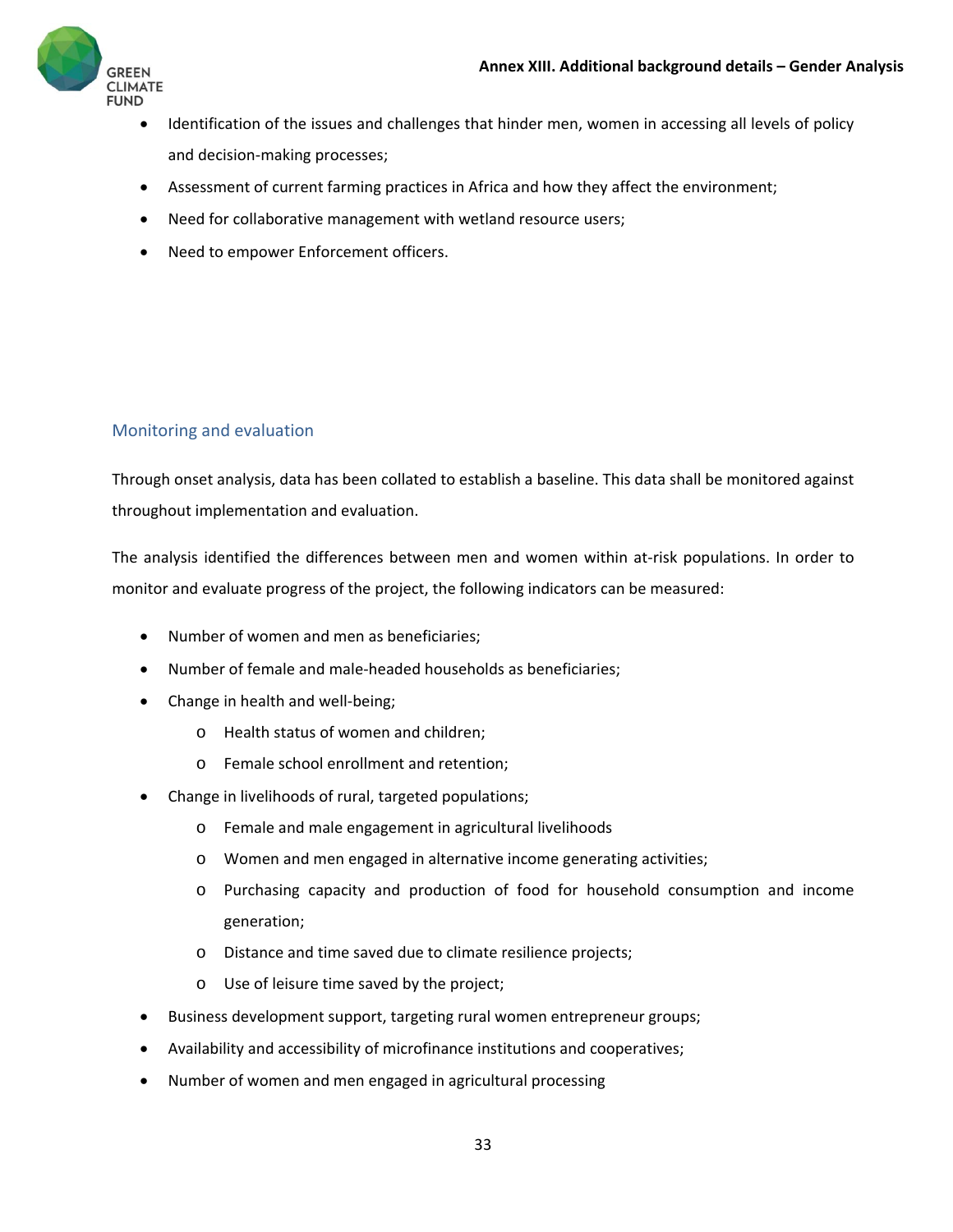- Identification of the issues and challenges that hinder men, women in accessing all levels of policy and decision-making processes;
- Assessment of current farming practices in Africa and how they affect the environment;
- Need for collaborative management with wetland resource users;
- Need to empower Enforcement officers.

## Monitoring and evaluation

Through onset analysis, data has been collated to establish a baseline. This data shall be monitored against throughout implementation and evaluation.

The analysis identified the differences between men and women within at-risk populations. In order to monitor and evaluate progress of the project, the following indicators can be measured:

- Number of women and men as beneficiaries;
- Number of female and male-headed households as beneficiaries;
- Change in health and well-being;
  - Health status of women and children;
  - Female school enrollment and retention;
- Change in livelihoods of rural, targeted populations;
  - Female and male engagement in agricultural livelihoods
  - Women and men engaged in alternative income generating activities;
  - Purchasing capacity and production of food for household consumption and income generation;
  - Distance and time saved due to climate resilience projects;
  - Use of leisure time saved by the project;
- Business development support, targeting rural women entrepreneur groups;
- Availability and accessibility of microfinance institutions and cooperatives;
- Number of women and men engaged in agricultural processing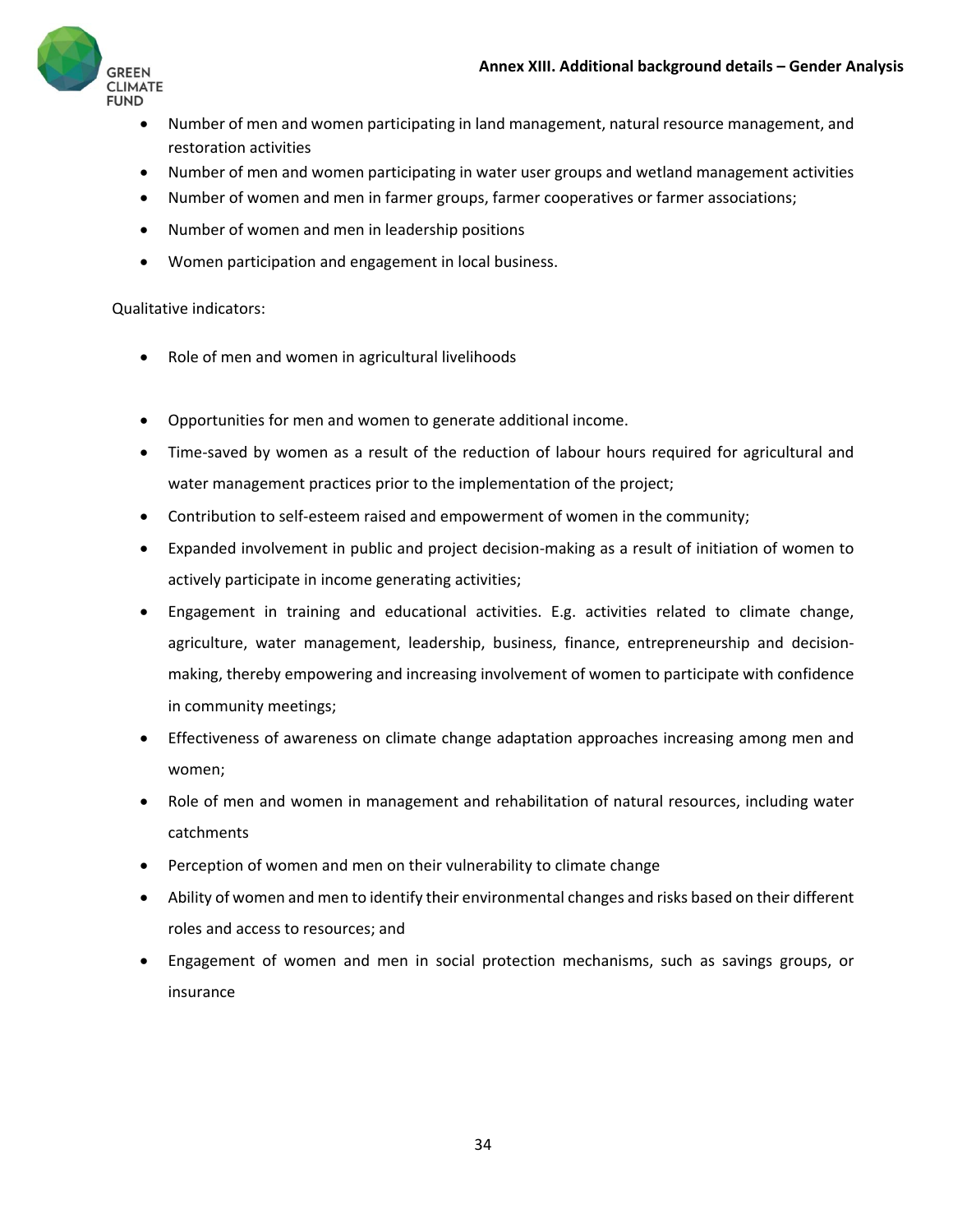- Number of men and women participating in land management, natural resource management, and restoration activities
- Number of men and women participating in water user groups and wetland management activities
- Number of women and men in farmer groups, farmer cooperatives or farmer associations;
- Number of women and men in leadership positions
- Women participation and engagement in local business.

Qualitative indicators:

- Role of men and women in agricultural livelihoods
- Opportunities for men and women to generate additional income.
- Time-saved by women as a result of the reduction of labour hours required for agricultural and water management practices prior to the implementation of the project;
- Contribution to self-esteem raised and empowerment of women in the community;
- Expanded involvement in public and project decision-making as a result of initiation of women to actively participate in income generating activities;
- Engagement in training and educational activities. E.g. activities related to climate change, agriculture, water management, leadership, business, finance, entrepreneurship and decision-making, thereby empowering and increasing involvement of women to participate with confidence in community meetings;
- Effectiveness of awareness on climate change adaptation approaches increasing among men and women;
- Role of men and women in management and rehabilitation of natural resources, including water catchments
- Perception of women and men on their vulnerability to climate change
- Ability of women and men to identify their environmental changes and risks based on their different roles and access to resources; and
- Engagement of women and men in social protection mechanisms, such as savings groups, or insurance